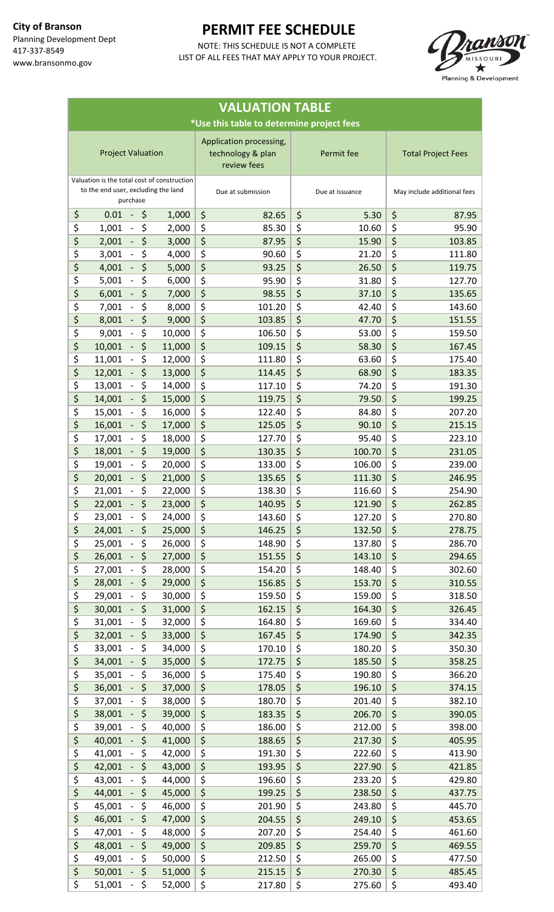**City of Branson**
Planning Development Dept
417-337-8549
www.bransonmo.gov

# PERMIT FEE SCHEDULE

NOTE: THIS SCHEDULE IS NOT A COMPLETE LIST OF ALL FEES THAT MAY APPLY TO YOUR PROJECT.

Branson Missouri Planning & Development

## VALUATION TABLE

*Use this table to determine project fees

| Project Valuation | Application processing, technology & plan review fees | Permit fee | Total Project Fees |
|---|---|---|---|
| Valuation is the total cost of construction to the end user, excluding the land purchase | Due at submission | Due at issuance | May include additional fees |
| $ 0.01 - $ 1,000 | $ 82.65 | $ 5.30 | $ 87.95 |
| $ 1,001 - $ 2,000 | $ 85.30 | $ 10.60 | $ 95.90 |
| $ 2,001 - $ 3,000 | $ 87.95 | $ 15.90 | $ 103.85 |
| $ 3,001 - $ 4,000 | $ 90.60 | $ 21.20 | $ 111.80 |
| $ 4,001 - $ 5,000 | $ 93.25 | $ 26.50 | $ 119.75 |
| $ 5,001 - $ 6,000 | $ 95.90 | $ 31.80 | $ 127.70 |
| $ 6,001 - $ 7,000 | $ 98.55 | $ 37.10 | $ 135.65 |
| $ 7,001 - $ 8,000 | $ 101.20 | $ 42.40 | $ 143.60 |
| $ 8,001 - $ 9,000 | $ 103.85 | $ 47.70 | $ 151.55 |
| $ 9,001 - $ 10,000 | $ 106.50 | $ 53.00 | $ 159.50 |
| $ 10,001 - $ 11,000 | $ 109.15 | $ 58.30 | $ 167.45 |
| $ 11,001 - $ 12,000 | $ 111.80 | $ 63.60 | $ 175.40 |
| $ 12,001 - $ 13,000 | $ 114.45 | $ 68.90 | $ 183.35 |
| $ 13,001 - $ 14,000 | $ 117.10 | $ 74.20 | $ 191.30 |
| $ 14,001 - $ 15,000 | $ 119.75 | $ 79.50 | $ 199.25 |
| $ 15,001 - $ 16,000 | $ 122.40 | $ 84.80 | $ 207.20 |
| $ 16,001 - $ 17,000 | $ 125.05 | $ 90.10 | $ 215.15 |
| $ 17,001 - $ 18,000 | $ 127.70 | $ 95.40 | $ 223.10 |
| $ 18,001 - $ 19,000 | $ 130.35 | $ 100.70 | $ 231.05 |
| $ 19,001 - $ 20,000 | $ 133.00 | $ 106.00 | $ 239.00 |
| $ 20,001 - $ 21,000 | $ 135.65 | $ 111.30 | $ 246.95 |
| $ 21,001 - $ 22,000 | $ 138.30 | $ 116.60 | $ 254.90 |
| $ 22,001 - $ 23,000 | $ 140.95 | $ 121.90 | $ 262.85 |
| $ 23,001 - $ 24,000 | $ 143.60 | $ 127.20 | $ 270.80 |
| $ 24,001 - $ 25,000 | $ 146.25 | $ 132.50 | $ 278.75 |
| $ 25,001 - $ 26,000 | $ 148.90 | $ 137.80 | $ 286.70 |
| $ 26,001 - $ 27,000 | $ 151.55 | $ 143.10 | $ 294.65 |
| $ 27,001 - $ 28,000 | $ 154.20 | $ 148.40 | $ 302.60 |
| $ 28,001 - $ 29,000 | $ 156.85 | $ 153.70 | $ 310.55 |
| $ 29,001 - $ 30,000 | $ 159.50 | $ 159.00 | $ 318.50 |
| $ 30,001 - $ 31,000 | $ 162.15 | $ 164.30 | $ 326.45 |
| $ 31,001 - $ 32,000 | $ 164.80 | $ 169.60 | $ 334.40 |
| $ 32,001 - $ 33,000 | $ 167.45 | $ 174.90 | $ 342.35 |
| $ 33,001 - $ 34,000 | $ 170.10 | $ 180.20 | $ 350.30 |
| $ 34,001 - $ 35,000 | $ 172.75 | $ 185.50 | $ 358.25 |
| $ 35,001 - $ 36,000 | $ 175.40 | $ 190.80 | $ 366.20 |
| $ 36,001 - $ 37,000 | $ 178.05 | $ 196.10 | $ 374.15 |
| $ 37,001 - $ 38,000 | $ 180.70 | $ 201.40 | $ 382.10 |
| $ 38,001 - $ 39,000 | $ 183.35 | $ 206.70 | $ 390.05 |
| $ 39,001 - $ 40,000 | $ 186.00 | $ 212.00 | $ 398.00 |
| $ 40,001 - $ 41,000 | $ 188.65 | $ 217.30 | $ 405.95 |
| $ 41,001 - $ 42,000 | $ 191.30 | $ 222.60 | $ 413.90 |
| $ 42,001 - $ 43,000 | $ 193.95 | $ 227.90 | $ 421.85 |
| $ 43,001 - $ 44,000 | $ 196.60 | $ 233.20 | $ 429.80 |
| $ 44,001 - $ 45,000 | $ 199.25 | $ 238.50 | $ 437.75 |
| $ 45,001 - $ 46,000 | $ 201.90 | $ 243.80 | $ 445.70 |
| $ 46,001 - $ 47,000 | $ 204.55 | $ 249.10 | $ 453.65 |
| $ 47,001 - $ 48,000 | $ 207.20 | $ 254.40 | $ 461.60 |
| $ 48,001 - $ 49,000 | $ 209.85 | $ 259.70 | $ 469.55 |
| $ 49,001 - $ 50,000 | $ 212.50 | $ 265.00 | $ 477.50 |
| $ 50,001 - $ 51,000 | $ 215.15 | $ 270.30 | $ 485.45 |
| $ 51,001 - $ 52,000 | $ 217.80 | $ 275.60 | $ 493.40 |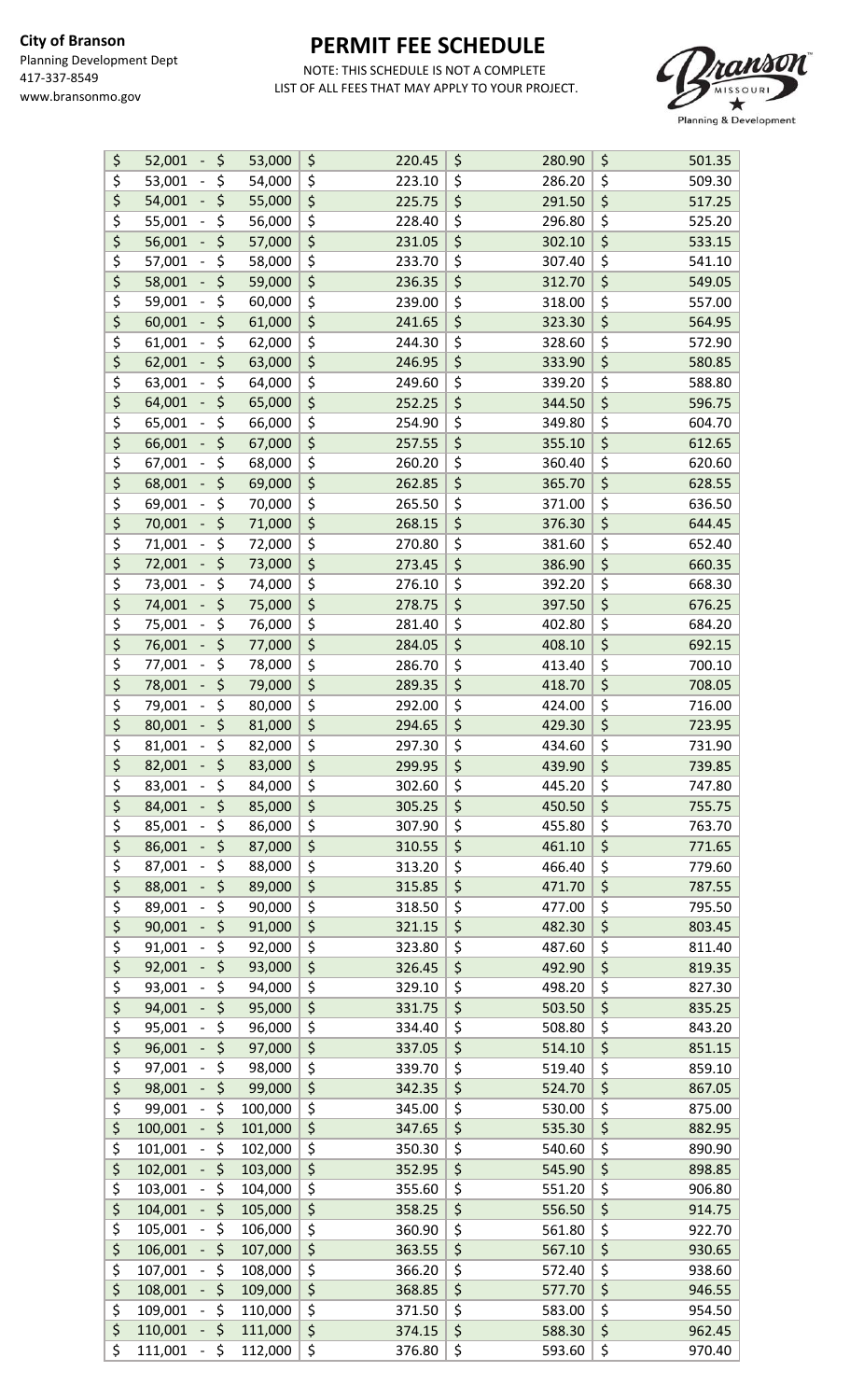**City of Branson**
Planning Development Dept
417-337-8549
www.bransonmo.gov

# PERMIT FEE SCHEDULE

NOTE: THIS SCHEDULE IS NOT A COMPLETE LIST OF ALL FEES THAT MAY APPLY TO YOUR PROJECT.

| | | | |
|---|---|---|---|
| $ 52,001 - $ 53,000 | $ 220.45 | $ 280.90 | $ 501.35 |
| $ 53,001 - $ 54,000 | $ 223.10 | $ 286.20 | $ 509.30 |
| $ 54,001 - $ 55,000 | $ 225.75 | $ 291.50 | $ 517.25 |
| $ 55,001 - $ 56,000 | $ 228.40 | $ 296.80 | $ 525.20 |
| $ 56,001 - $ 57,000 | $ 231.05 | $ 302.10 | $ 533.15 |
| $ 57,001 - $ 58,000 | $ 233.70 | $ 307.40 | $ 541.10 |
| $ 58,001 - $ 59,000 | $ 236.35 | $ 312.70 | $ 549.05 |
| $ 59,001 - $ 60,000 | $ 239.00 | $ 318.00 | $ 557.00 |
| $ 60,001 - $ 61,000 | $ 241.65 | $ 323.30 | $ 564.95 |
| $ 61,001 - $ 62,000 | $ 244.30 | $ 328.60 | $ 572.90 |
| $ 62,001 - $ 63,000 | $ 246.95 | $ 333.90 | $ 580.85 |
| $ 63,001 - $ 64,000 | $ 249.60 | $ 339.20 | $ 588.80 |
| $ 64,001 - $ 65,000 | $ 252.25 | $ 344.50 | $ 596.75 |
| $ 65,001 - $ 66,000 | $ 254.90 | $ 349.80 | $ 604.70 |
| $ 66,001 - $ 67,000 | $ 257.55 | $ 355.10 | $ 612.65 |
| $ 67,001 - $ 68,000 | $ 260.20 | $ 360.40 | $ 620.60 |
| $ 68,001 - $ 69,000 | $ 262.85 | $ 365.70 | $ 628.55 |
| $ 69,001 - $ 70,000 | $ 265.50 | $ 371.00 | $ 636.50 |
| $ 70,001 - $ 71,000 | $ 268.15 | $ 376.30 | $ 644.45 |
| $ 71,001 - $ 72,000 | $ 270.80 | $ 381.60 | $ 652.40 |
| $ 72,001 - $ 73,000 | $ 273.45 | $ 386.90 | $ 660.35 |
| $ 73,001 - $ 74,000 | $ 276.10 | $ 392.20 | $ 668.30 |
| $ 74,001 - $ 75,000 | $ 278.75 | $ 397.50 | $ 676.25 |
| $ 75,001 - $ 76,000 | $ 281.40 | $ 402.80 | $ 684.20 |
| $ 76,001 - $ 77,000 | $ 284.05 | $ 408.10 | $ 692.15 |
| $ 77,001 - $ 78,000 | $ 286.70 | $ 413.40 | $ 700.10 |
| $ 78,001 - $ 79,000 | $ 289.35 | $ 418.70 | $ 708.05 |
| $ 79,001 - $ 80,000 | $ 292.00 | $ 424.00 | $ 716.00 |
| $ 80,001 - $ 81,000 | $ 294.65 | $ 429.30 | $ 723.95 |
| $ 81,001 - $ 82,000 | $ 297.30 | $ 434.60 | $ 731.90 |
| $ 82,001 - $ 83,000 | $ 299.95 | $ 439.90 | $ 739.85 |
| $ 83,001 - $ 84,000 | $ 302.60 | $ 445.20 | $ 747.80 |
| $ 84,001 - $ 85,000 | $ 305.25 | $ 450.50 | $ 755.75 |
| $ 85,001 - $ 86,000 | $ 307.90 | $ 455.80 | $ 763.70 |
| $ 86,001 - $ 87,000 | $ 310.55 | $ 461.10 | $ 771.65 |
| $ 87,001 - $ 88,000 | $ 313.20 | $ 466.40 | $ 779.60 |
| $ 88,001 - $ 89,000 | $ 315.85 | $ 471.70 | $ 787.55 |
| $ 89,001 - $ 90,000 | $ 318.50 | $ 477.00 | $ 795.50 |
| $ 90,001 - $ 91,000 | $ 321.15 | $ 482.30 | $ 803.45 |
| $ 91,001 - $ 92,000 | $ 323.80 | $ 487.60 | $ 811.40 |
| $ 92,001 - $ 93,000 | $ 326.45 | $ 492.90 | $ 819.35 |
| $ 93,001 - $ 94,000 | $ 329.10 | $ 498.20 | $ 827.30 |
| $ 94,001 - $ 95,000 | $ 331.75 | $ 503.50 | $ 835.25 |
| $ 95,001 - $ 96,000 | $ 334.40 | $ 508.80 | $ 843.20 |
| $ 96,001 - $ 97,000 | $ 337.05 | $ 514.10 | $ 851.15 |
| $ 97,001 - $ 98,000 | $ 339.70 | $ 519.40 | $ 859.10 |
| $ 98,001 - $ 99,000 | $ 342.35 | $ 524.70 | $ 867.05 |
| $ 99,001 - $ 100,000 | $ 345.00 | $ 530.00 | $ 875.00 |
| $ 100,001 - $ 101,000 | $ 347.65 | $ 535.30 | $ 882.95 |
| $ 101,001 - $ 102,000 | $ 350.30 | $ 540.60 | $ 890.90 |
| $ 102,001 - $ 103,000 | $ 352.95 | $ 545.90 | $ 898.85 |
| $ 103,001 - $ 104,000 | $ 355.60 | $ 551.20 | $ 906.80 |
| $ 104,001 - $ 105,000 | $ 358.25 | $ 556.50 | $ 914.75 |
| $ 105,001 - $ 106,000 | $ 360.90 | $ 561.80 | $ 922.70 |
| $ 106,001 - $ 107,000 | $ 363.55 | $ 567.10 | $ 930.65 |
| $ 107,001 - $ 108,000 | $ 366.20 | $ 572.40 | $ 938.60 |
| $ 108,001 - $ 109,000 | $ 368.85 | $ 577.70 | $ 946.55 |
| $ 109,001 - $ 110,000 | $ 371.50 | $ 583.00 | $ 954.50 |
| $ 110,001 - $ 111,000 | $ 374.15 | $ 588.30 | $ 962.45 |
| $ 111,001 - $ 112,000 | $ 376.80 | $ 593.60 | $ 970.40 |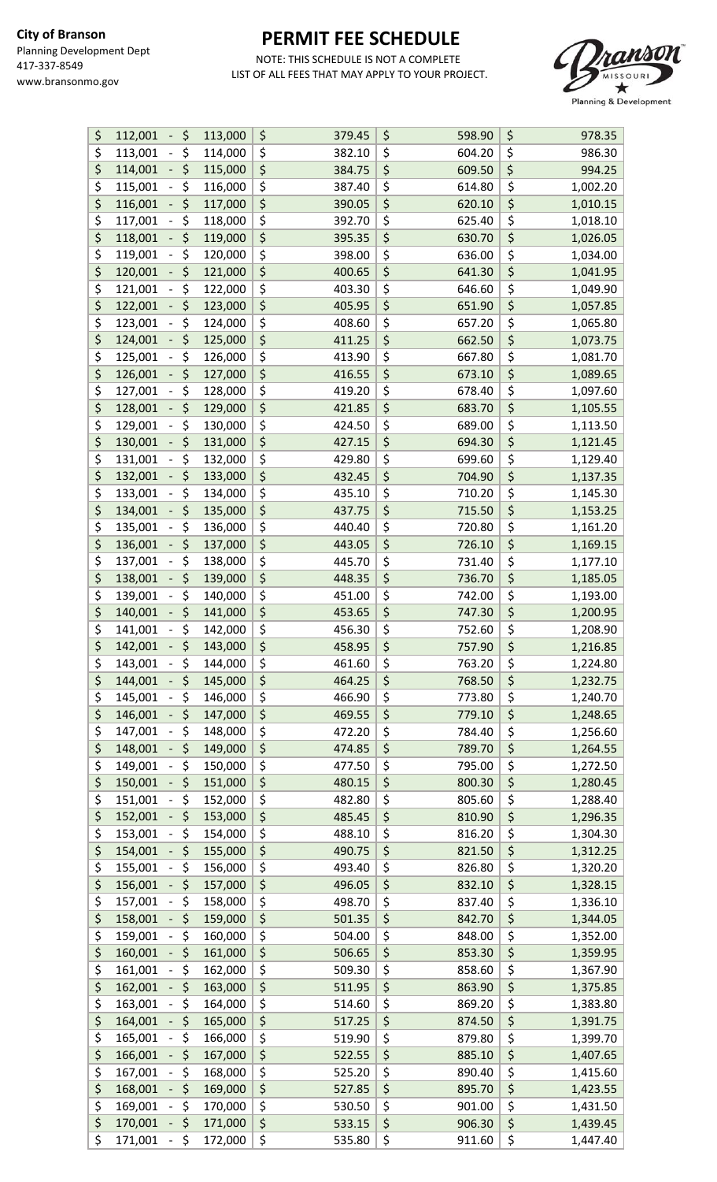**City of Branson**
Planning Development Dept
417-337-8549
www.bransonmo.gov

# PERMIT FEE SCHEDULE

NOTE: THIS SCHEDULE IS NOT A COMPLETE LIST OF ALL FEES THAT MAY APPLY TO YOUR PROJECT.

| Valuation | | Fee | Fee | Fee |
|---|---|---|---|---|
| $ 112,001 | - $ 113,000 | $ 379.45 | $ 598.90 | $ 978.35 |
| $ 113,001 | - $ 114,000 | $ 382.10 | $ 604.20 | $ 986.30 |
| $ 114,001 | - $ 115,000 | $ 384.75 | $ 609.50 | $ 994.25 |
| $ 115,001 | - $ 116,000 | $ 387.40 | $ 614.80 | $ 1,002.20 |
| $ 116,001 | - $ 117,000 | $ 390.05 | $ 620.10 | $ 1,010.15 |
| $ 117,001 | - $ 118,000 | $ 392.70 | $ 625.40 | $ 1,018.10 |
| $ 118,001 | - $ 119,000 | $ 395.35 | $ 630.70 | $ 1,026.05 |
| $ 119,001 | - $ 120,000 | $ 398.00 | $ 636.00 | $ 1,034.00 |
| $ 120,001 | - $ 121,000 | $ 400.65 | $ 641.30 | $ 1,041.95 |
| $ 121,001 | - $ 122,000 | $ 403.30 | $ 646.60 | $ 1,049.90 |
| $ 122,001 | - $ 123,000 | $ 405.95 | $ 651.90 | $ 1,057.85 |
| $ 123,001 | - $ 124,000 | $ 408.60 | $ 657.20 | $ 1,065.80 |
| $ 124,001 | - $ 125,000 | $ 411.25 | $ 662.50 | $ 1,073.75 |
| $ 125,001 | - $ 126,000 | $ 413.90 | $ 667.80 | $ 1,081.70 |
| $ 126,001 | - $ 127,000 | $ 416.55 | $ 673.10 | $ 1,089.65 |
| $ 127,001 | - $ 128,000 | $ 419.20 | $ 678.40 | $ 1,097.60 |
| $ 128,001 | - $ 129,000 | $ 421.85 | $ 683.70 | $ 1,105.55 |
| $ 129,001 | - $ 130,000 | $ 424.50 | $ 689.00 | $ 1,113.50 |
| $ 130,001 | - $ 131,000 | $ 427.15 | $ 694.30 | $ 1,121.45 |
| $ 131,001 | - $ 132,000 | $ 429.80 | $ 699.60 | $ 1,129.40 |
| $ 132,001 | - $ 133,000 | $ 432.45 | $ 704.90 | $ 1,137.35 |
| $ 133,001 | - $ 134,000 | $ 435.10 | $ 710.20 | $ 1,145.30 |
| $ 134,001 | - $ 135,000 | $ 437.75 | $ 715.50 | $ 1,153.25 |
| $ 135,001 | - $ 136,000 | $ 440.40 | $ 720.80 | $ 1,161.20 |
| $ 136,001 | - $ 137,000 | $ 443.05 | $ 726.10 | $ 1,169.15 |
| $ 137,001 | - $ 138,000 | $ 445.70 | $ 731.40 | $ 1,177.10 |
| $ 138,001 | - $ 139,000 | $ 448.35 | $ 736.70 | $ 1,185.05 |
| $ 139,001 | - $ 140,000 | $ 451.00 | $ 742.00 | $ 1,193.00 |
| $ 140,001 | - $ 141,000 | $ 453.65 | $ 747.30 | $ 1,200.95 |
| $ 141,001 | - $ 142,000 | $ 456.30 | $ 752.60 | $ 1,208.90 |
| $ 142,001 | - $ 143,000 | $ 458.95 | $ 757.90 | $ 1,216.85 |
| $ 143,001 | - $ 144,000 | $ 461.60 | $ 763.20 | $ 1,224.80 |
| $ 144,001 | - $ 145,000 | $ 464.25 | $ 768.50 | $ 1,232.75 |
| $ 145,001 | - $ 146,000 | $ 466.90 | $ 773.80 | $ 1,240.70 |
| $ 146,001 | - $ 147,000 | $ 469.55 | $ 779.10 | $ 1,248.65 |
| $ 147,001 | - $ 148,000 | $ 472.20 | $ 784.40 | $ 1,256.60 |
| $ 148,001 | - $ 149,000 | $ 474.85 | $ 789.70 | $ 1,264.55 |
| $ 149,001 | - $ 150,000 | $ 477.50 | $ 795.00 | $ 1,272.50 |
| $ 150,001 | - $ 151,000 | $ 480.15 | $ 800.30 | $ 1,280.45 |
| $ 151,001 | - $ 152,000 | $ 482.80 | $ 805.60 | $ 1,288.40 |
| $ 152,001 | - $ 153,000 | $ 485.45 | $ 810.90 | $ 1,296.35 |
| $ 153,001 | - $ 154,000 | $ 488.10 | $ 816.20 | $ 1,304.30 |
| $ 154,001 | - $ 155,000 | $ 490.75 | $ 821.50 | $ 1,312.25 |
| $ 155,001 | - $ 156,000 | $ 493.40 | $ 826.80 | $ 1,320.20 |
| $ 156,001 | - $ 157,000 | $ 496.05 | $ 832.10 | $ 1,328.15 |
| $ 157,001 | - $ 158,000 | $ 498.70 | $ 837.40 | $ 1,336.10 |
| $ 158,001 | - $ 159,000 | $ 501.35 | $ 842.70 | $ 1,344.05 |
| $ 159,001 | - $ 160,000 | $ 504.00 | $ 848.00 | $ 1,352.00 |
| $ 160,001 | - $ 161,000 | $ 506.65 | $ 853.30 | $ 1,359.95 |
| $ 161,001 | - $ 162,000 | $ 509.30 | $ 858.60 | $ 1,367.90 |
| $ 162,001 | - $ 163,000 | $ 511.95 | $ 863.90 | $ 1,375.85 |
| $ 163,001 | - $ 164,000 | $ 514.60 | $ 869.20 | $ 1,383.80 |
| $ 164,001 | - $ 165,000 | $ 517.25 | $ 874.50 | $ 1,391.75 |
| $ 165,001 | - $ 166,000 | $ 519.90 | $ 879.80 | $ 1,399.70 |
| $ 166,001 | - $ 167,000 | $ 522.55 | $ 885.10 | $ 1,407.65 |
| $ 167,001 | - $ 168,000 | $ 525.20 | $ 890.40 | $ 1,415.60 |
| $ 168,001 | - $ 169,000 | $ 527.85 | $ 895.70 | $ 1,423.55 |
| $ 169,001 | - $ 170,000 | $ 530.50 | $ 901.00 | $ 1,431.50 |
| $ 170,001 | - $ 171,000 | $ 533.15 | $ 906.30 | $ 1,439.45 |
| $ 171,001 | - $ 172,000 | $ 535.80 | $ 911.60 | $ 1,447.40 |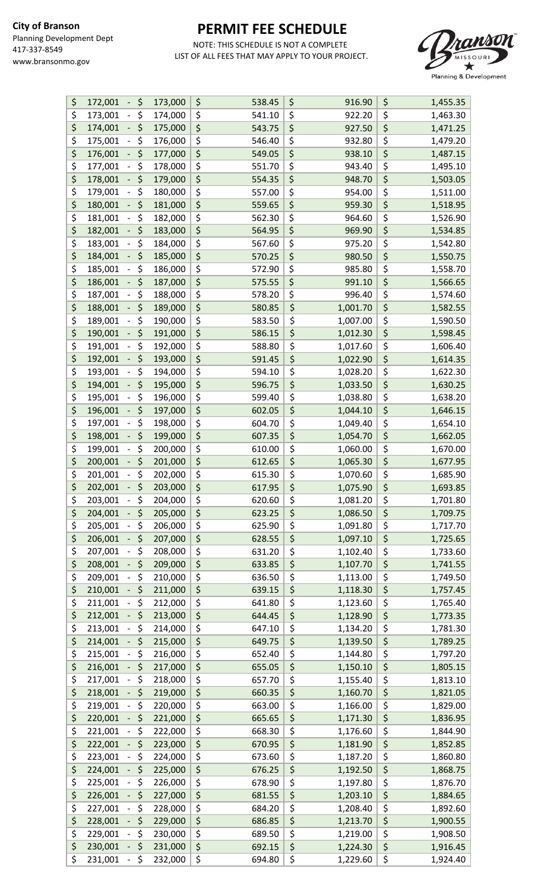**City of Branson**
Planning Development Dept
417-337-8549
www.bransonmo.gov

# PERMIT FEE SCHEDULE

NOTE: THIS SCHEDULE IS NOT A COMPLETE LIST OF ALL FEES THAT MAY APPLY TO YOUR PROJECT.

| Valuation | | | |
|---|---|---|---|
| $ 172,001 - $ 173,000 | $ 538.45 | $ 916.90 | $ 1,455.35 |
| $ 173,001 - $ 174,000 | $ 541.10 | $ 922.20 | $ 1,463.30 |
| $ 174,001 - $ 175,000 | $ 543.75 | $ 927.50 | $ 1,471.25 |
| $ 175,001 - $ 176,000 | $ 546.40 | $ 932.80 | $ 1,479.20 |
| $ 176,001 - $ 177,000 | $ 549.05 | $ 938.10 | $ 1,487.15 |
| $ 177,001 - $ 178,000 | $ 551.70 | $ 943.40 | $ 1,495.10 |
| $ 178,001 - $ 179,000 | $ 554.35 | $ 948.70 | $ 1,503.05 |
| $ 179,001 - $ 180,000 | $ 557.00 | $ 954.00 | $ 1,511.00 |
| $ 180,001 - $ 181,000 | $ 559.65 | $ 959.30 | $ 1,518.95 |
| $ 181,001 - $ 182,000 | $ 562.30 | $ 964.60 | $ 1,526.90 |
| $ 182,001 - $ 183,000 | $ 564.95 | $ 969.90 | $ 1,534.85 |
| $ 183,001 - $ 184,000 | $ 567.60 | $ 975.20 | $ 1,542.80 |
| $ 184,001 - $ 185,000 | $ 570.25 | $ 980.50 | $ 1,550.75 |
| $ 185,001 - $ 186,000 | $ 572.90 | $ 985.80 | $ 1,558.70 |
| $ 186,001 - $ 187,000 | $ 575.55 | $ 991.10 | $ 1,566.65 |
| $ 187,001 - $ 188,000 | $ 578.20 | $ 996.40 | $ 1,574.60 |
| $ 188,001 - $ 189,000 | $ 580.85 | $ 1,001.70 | $ 1,582.55 |
| $ 189,001 - $ 190,000 | $ 583.50 | $ 1,007.00 | $ 1,590.50 |
| $ 190,001 - $ 191,000 | $ 586.15 | $ 1,012.30 | $ 1,598.45 |
| $ 191,001 - $ 192,000 | $ 588.80 | $ 1,017.60 | $ 1,606.40 |
| $ 192,001 - $ 193,000 | $ 591.45 | $ 1,022.90 | $ 1,614.35 |
| $ 193,001 - $ 194,000 | $ 594.10 | $ 1,028.20 | $ 1,622.30 |
| $ 194,001 - $ 195,000 | $ 596.75 | $ 1,033.50 | $ 1,630.25 |
| $ 195,001 - $ 196,000 | $ 599.40 | $ 1,038.80 | $ 1,638.20 |
| $ 196,001 - $ 197,000 | $ 602.05 | $ 1,044.10 | $ 1,646.15 |
| $ 197,001 - $ 198,000 | $ 604.70 | $ 1,049.40 | $ 1,654.10 |
| $ 198,001 - $ 199,000 | $ 607.35 | $ 1,054.70 | $ 1,662.05 |
| $ 199,001 - $ 200,000 | $ 610.00 | $ 1,060.00 | $ 1,670.00 |
| $ 200,001 - $ 201,000 | $ 612.65 | $ 1,065.30 | $ 1,677.95 |
| $ 201,001 - $ 202,000 | $ 615.30 | $ 1,070.60 | $ 1,685.90 |
| $ 202,001 - $ 203,000 | $ 617.95 | $ 1,075.90 | $ 1,693.85 |
| $ 203,001 - $ 204,000 | $ 620.60 | $ 1,081.20 | $ 1,701.80 |
| $ 204,001 - $ 205,000 | $ 623.25 | $ 1,086.50 | $ 1,709.75 |
| $ 205,001 - $ 206,000 | $ 625.90 | $ 1,091.80 | $ 1,717.70 |
| $ 206,001 - $ 207,000 | $ 628.55 | $ 1,097.10 | $ 1,725.65 |
| $ 207,001 - $ 208,000 | $ 631.20 | $ 1,102.40 | $ 1,733.60 |
| $ 208,001 - $ 209,000 | $ 633.85 | $ 1,107.70 | $ 1,741.55 |
| $ 209,001 - $ 210,000 | $ 636.50 | $ 1,113.00 | $ 1,749.50 |
| $ 210,001 - $ 211,000 | $ 639.15 | $ 1,118.30 | $ 1,757.45 |
| $ 211,001 - $ 212,000 | $ 641.80 | $ 1,123.60 | $ 1,765.40 |
| $ 212,001 - $ 213,000 | $ 644.45 | $ 1,128.90 | $ 1,773.35 |
| $ 213,001 - $ 214,000 | $ 647.10 | $ 1,134.20 | $ 1,781.30 |
| $ 214,001 - $ 215,000 | $ 649.75 | $ 1,139.50 | $ 1,789.25 |
| $ 215,001 - $ 216,000 | $ 652.40 | $ 1,144.80 | $ 1,797.20 |
| $ 216,001 - $ 217,000 | $ 655.05 | $ 1,150.10 | $ 1,805.15 |
| $ 217,001 - $ 218,000 | $ 657.70 | $ 1,155.40 | $ 1,813.10 |
| $ 218,001 - $ 219,000 | $ 660.35 | $ 1,160.70 | $ 1,821.05 |
| $ 219,001 - $ 220,000 | $ 663.00 | $ 1,166.00 | $ 1,829.00 |
| $ 220,001 - $ 221,000 | $ 665.65 | $ 1,171.30 | $ 1,836.95 |
| $ 221,001 - $ 222,000 | $ 668.30 | $ 1,176.60 | $ 1,844.90 |
| $ 222,001 - $ 223,000 | $ 670.95 | $ 1,181.90 | $ 1,852.85 |
| $ 223,001 - $ 224,000 | $ 673.60 | $ 1,187.20 | $ 1,860.80 |
| $ 224,001 - $ 225,000 | $ 676.25 | $ 1,192.50 | $ 1,868.75 |
| $ 225,001 - $ 226,000 | $ 678.90 | $ 1,197.80 | $ 1,876.70 |
| $ 226,001 - $ 227,000 | $ 681.55 | $ 1,203.10 | $ 1,884.65 |
| $ 227,001 - $ 228,000 | $ 684.20 | $ 1,208.40 | $ 1,892.60 |
| $ 228,001 - $ 229,000 | $ 686.85 | $ 1,213.70 | $ 1,900.55 |
| $ 229,001 - $ 230,000 | $ 689.50 | $ 1,219.00 | $ 1,908.50 |
| $ 230,001 - $ 231,000 | $ 692.15 | $ 1,224.30 | $ 1,916.45 |
| $ 231,001 - $ 232,000 | $ 694.80 | $ 1,229.60 | $ 1,924.40 |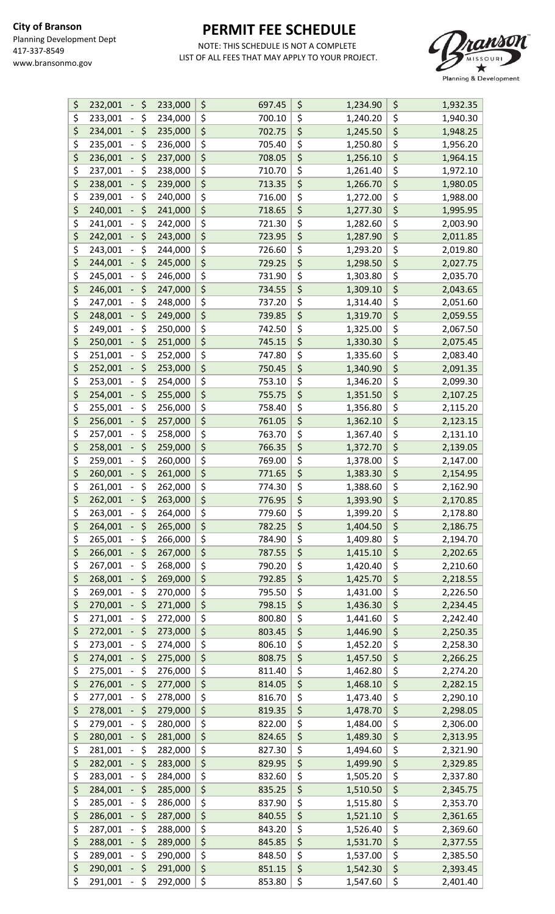**City of Branson**
Planning Development Dept
417-337-8549
www.bransonmo.gov

# PERMIT FEE SCHEDULE

NOTE: THIS SCHEDULE IS NOT A COMPLETE LIST OF ALL FEES THAT MAY APPLY TO YOUR PROJECT.

| Valuation | | | |
|---|---|---|---|
| $ 232,001 - $ 233,000 | $ 697.45 | $ 1,234.90 | $ 1,932.35 |
| $ 233,001 - $ 234,000 | $ 700.10 | $ 1,240.20 | $ 1,940.30 |
| $ 234,001 - $ 235,000 | $ 702.75 | $ 1,245.50 | $ 1,948.25 |
| $ 235,001 - $ 236,000 | $ 705.40 | $ 1,250.80 | $ 1,956.20 |
| $ 236,001 - $ 237,000 | $ 708.05 | $ 1,256.10 | $ 1,964.15 |
| $ 237,001 - $ 238,000 | $ 710.70 | $ 1,261.40 | $ 1,972.10 |
| $ 238,001 - $ 239,000 | $ 713.35 | $ 1,266.70 | $ 1,980.05 |
| $ 239,001 - $ 240,000 | $ 716.00 | $ 1,272.00 | $ 1,988.00 |
| $ 240,001 - $ 241,000 | $ 718.65 | $ 1,277.30 | $ 1,995.95 |
| $ 241,001 - $ 242,000 | $ 721.30 | $ 1,282.60 | $ 2,003.90 |
| $ 242,001 - $ 243,000 | $ 723.95 | $ 1,287.90 | $ 2,011.85 |
| $ 243,001 - $ 244,000 | $ 726.60 | $ 1,293.20 | $ 2,019.80 |
| $ 244,001 - $ 245,000 | $ 729.25 | $ 1,298.50 | $ 2,027.75 |
| $ 245,001 - $ 246,000 | $ 731.90 | $ 1,303.80 | $ 2,035.70 |
| $ 246,001 - $ 247,000 | $ 734.55 | $ 1,309.10 | $ 2,043.65 |
| $ 247,001 - $ 248,000 | $ 737.20 | $ 1,314.40 | $ 2,051.60 |
| $ 248,001 - $ 249,000 | $ 739.85 | $ 1,319.70 | $ 2,059.55 |
| $ 249,001 - $ 250,000 | $ 742.50 | $ 1,325.00 | $ 2,067.50 |
| $ 250,001 - $ 251,000 | $ 745.15 | $ 1,330.30 | $ 2,075.45 |
| $ 251,001 - $ 252,000 | $ 747.80 | $ 1,335.60 | $ 2,083.40 |
| $ 252,001 - $ 253,000 | $ 750.45 | $ 1,340.90 | $ 2,091.35 |
| $ 253,001 - $ 254,000 | $ 753.10 | $ 1,346.20 | $ 2,099.30 |
| $ 254,001 - $ 255,000 | $ 755.75 | $ 1,351.50 | $ 2,107.25 |
| $ 255,001 - $ 256,000 | $ 758.40 | $ 1,356.80 | $ 2,115.20 |
| $ 256,001 - $ 257,000 | $ 761.05 | $ 1,362.10 | $ 2,123.15 |
| $ 257,001 - $ 258,000 | $ 763.70 | $ 1,367.40 | $ 2,131.10 |
| $ 258,001 - $ 259,000 | $ 766.35 | $ 1,372.70 | $ 2,139.05 |
| $ 259,001 - $ 260,000 | $ 769.00 | $ 1,378.00 | $ 2,147.00 |
| $ 260,001 - $ 261,000 | $ 771.65 | $ 1,383.30 | $ 2,154.95 |
| $ 261,001 - $ 262,000 | $ 774.30 | $ 1,388.60 | $ 2,162.90 |
| $ 262,001 - $ 263,000 | $ 776.95 | $ 1,393.90 | $ 2,170.85 |
| $ 263,001 - $ 264,000 | $ 779.60 | $ 1,399.20 | $ 2,178.80 |
| $ 264,001 - $ 265,000 | $ 782.25 | $ 1,404.50 | $ 2,186.75 |
| $ 265,001 - $ 266,000 | $ 784.90 | $ 1,409.80 | $ 2,194.70 |
| $ 266,001 - $ 267,000 | $ 787.55 | $ 1,415.10 | $ 2,202.65 |
| $ 267,001 - $ 268,000 | $ 790.20 | $ 1,420.40 | $ 2,210.60 |
| $ 268,001 - $ 269,000 | $ 792.85 | $ 1,425.70 | $ 2,218.55 |
| $ 269,001 - $ 270,000 | $ 795.50 | $ 1,431.00 | $ 2,226.50 |
| $ 270,001 - $ 271,000 | $ 798.15 | $ 1,436.30 | $ 2,234.45 |
| $ 271,001 - $ 272,000 | $ 800.80 | $ 1,441.60 | $ 2,242.40 |
| $ 272,001 - $ 273,000 | $ 803.45 | $ 1,446.90 | $ 2,250.35 |
| $ 273,001 - $ 274,000 | $ 806.10 | $ 1,452.20 | $ 2,258.30 |
| $ 274,001 - $ 275,000 | $ 808.75 | $ 1,457.50 | $ 2,266.25 |
| $ 275,001 - $ 276,000 | $ 811.40 | $ 1,462.80 | $ 2,274.20 |
| $ 276,001 - $ 277,000 | $ 814.05 | $ 1,468.10 | $ 2,282.15 |
| $ 277,001 - $ 278,000 | $ 816.70 | $ 1,473.40 | $ 2,290.10 |
| $ 278,001 - $ 279,000 | $ 819.35 | $ 1,478.70 | $ 2,298.05 |
| $ 279,001 - $ 280,000 | $ 822.00 | $ 1,484.00 | $ 2,306.00 |
| $ 280,001 - $ 281,000 | $ 824.65 | $ 1,489.30 | $ 2,313.95 |
| $ 281,001 - $ 282,000 | $ 827.30 | $ 1,494.60 | $ 2,321.90 |
| $ 282,001 - $ 283,000 | $ 829.95 | $ 1,499.90 | $ 2,329.85 |
| $ 283,001 - $ 284,000 | $ 832.60 | $ 1,505.20 | $ 2,337.80 |
| $ 284,001 - $ 285,000 | $ 835.25 | $ 1,510.50 | $ 2,345.75 |
| $ 285,001 - $ 286,000 | $ 837.90 | $ 1,515.80 | $ 2,353.70 |
| $ 286,001 - $ 287,000 | $ 840.55 | $ 1,521.10 | $ 2,361.65 |
| $ 287,001 - $ 288,000 | $ 843.20 | $ 1,526.40 | $ 2,369.60 |
| $ 288,001 - $ 289,000 | $ 845.85 | $ 1,531.70 | $ 2,377.55 |
| $ 289,001 - $ 290,000 | $ 848.50 | $ 1,537.00 | $ 2,385.50 |
| $ 290,001 - $ 291,000 | $ 851.15 | $ 1,542.30 | $ 2,393.45 |
| $ 291,001 - $ 292,000 | $ 853.80 | $ 1,547.60 | $ 2,401.40 |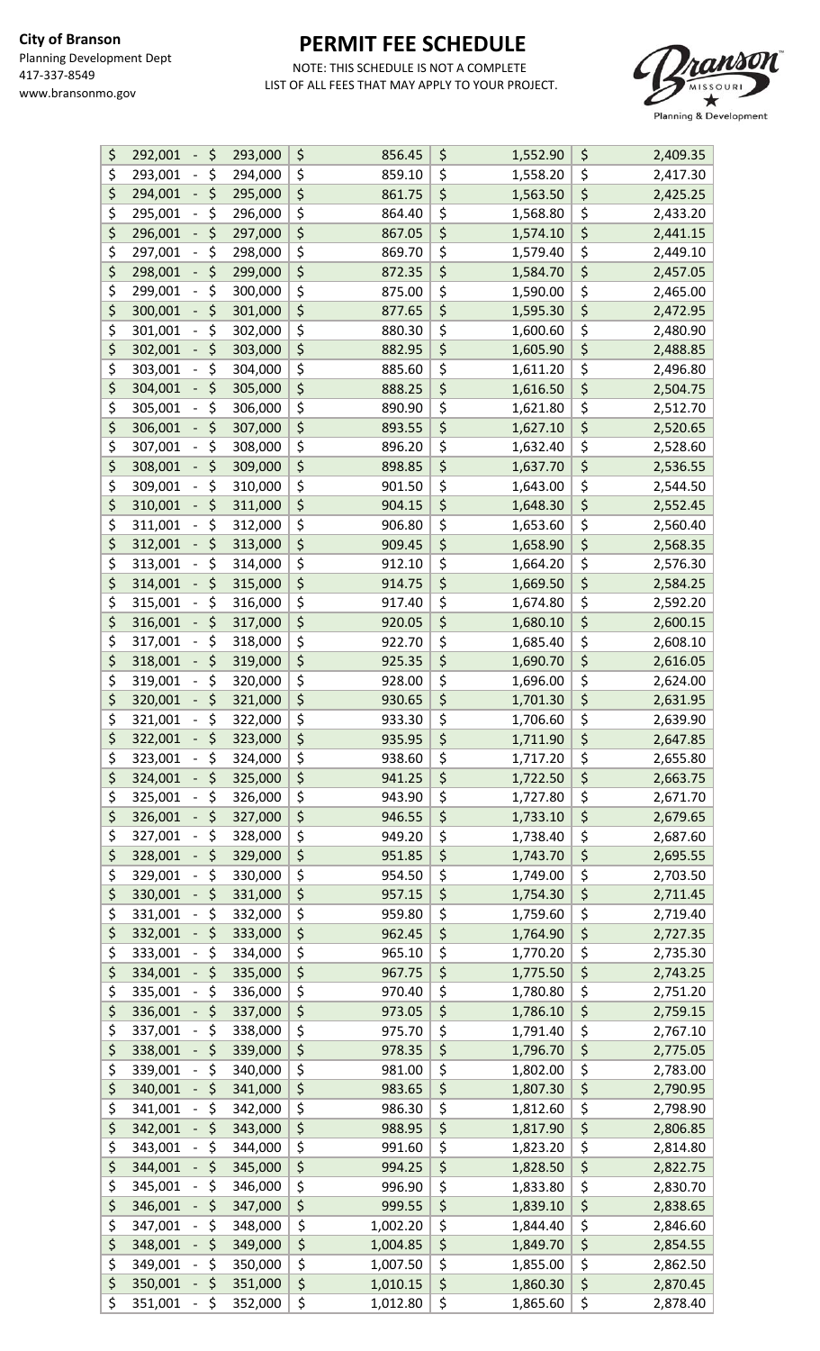**City of Branson**
Planning Development Dept
417-337-8549
www.bransonmo.gov

# PERMIT FEE SCHEDULE

NOTE: THIS SCHEDULE IS NOT A COMPLETE LIST OF ALL FEES THAT MAY APPLY TO YOUR PROJECT.

| | | | |
|---|---|---|---|
| $ 292,001 - $ 293,000 | $ 856.45 | $ 1,552.90 | $ 2,409.35 |
| $ 293,001 - $ 294,000 | $ 859.10 | $ 1,558.20 | $ 2,417.30 |
| $ 294,001 - $ 295,000 | $ 861.75 | $ 1,563.50 | $ 2,425.25 |
| $ 295,001 - $ 296,000 | $ 864.40 | $ 1,568.80 | $ 2,433.20 |
| $ 296,001 - $ 297,000 | $ 867.05 | $ 1,574.10 | $ 2,441.15 |
| $ 297,001 - $ 298,000 | $ 869.70 | $ 1,579.40 | $ 2,449.10 |
| $ 298,001 - $ 299,000 | $ 872.35 | $ 1,584.70 | $ 2,457.05 |
| $ 299,001 - $ 300,000 | $ 875.00 | $ 1,590.00 | $ 2,465.00 |
| $ 300,001 - $ 301,000 | $ 877.65 | $ 1,595.30 | $ 2,472.95 |
| $ 301,001 - $ 302,000 | $ 880.30 | $ 1,600.60 | $ 2,480.90 |
| $ 302,001 - $ 303,000 | $ 882.95 | $ 1,605.90 | $ 2,488.85 |
| $ 303,001 - $ 304,000 | $ 885.60 | $ 1,611.20 | $ 2,496.80 |
| $ 304,001 - $ 305,000 | $ 888.25 | $ 1,616.50 | $ 2,504.75 |
| $ 305,001 - $ 306,000 | $ 890.90 | $ 1,621.80 | $ 2,512.70 |
| $ 306,001 - $ 307,000 | $ 893.55 | $ 1,627.10 | $ 2,520.65 |
| $ 307,001 - $ 308,000 | $ 896.20 | $ 1,632.40 | $ 2,528.60 |
| $ 308,001 - $ 309,000 | $ 898.85 | $ 1,637.70 | $ 2,536.55 |
| $ 309,001 - $ 310,000 | $ 901.50 | $ 1,643.00 | $ 2,544.50 |
| $ 310,001 - $ 311,000 | $ 904.15 | $ 1,648.30 | $ 2,552.45 |
| $ 311,001 - $ 312,000 | $ 906.80 | $ 1,653.60 | $ 2,560.40 |
| $ 312,001 - $ 313,000 | $ 909.45 | $ 1,658.90 | $ 2,568.35 |
| $ 313,001 - $ 314,000 | $ 912.10 | $ 1,664.20 | $ 2,576.30 |
| $ 314,001 - $ 315,000 | $ 914.75 | $ 1,669.50 | $ 2,584.25 |
| $ 315,001 - $ 316,000 | $ 917.40 | $ 1,674.80 | $ 2,592.20 |
| $ 316,001 - $ 317,000 | $ 920.05 | $ 1,680.10 | $ 2,600.15 |
| $ 317,001 - $ 318,000 | $ 922.70 | $ 1,685.40 | $ 2,608.10 |
| $ 318,001 - $ 319,000 | $ 925.35 | $ 1,690.70 | $ 2,616.05 |
| $ 319,001 - $ 320,000 | $ 928.00 | $ 1,696.00 | $ 2,624.00 |
| $ 320,001 - $ 321,000 | $ 930.65 | $ 1,701.30 | $ 2,631.95 |
| $ 321,001 - $ 322,000 | $ 933.30 | $ 1,706.60 | $ 2,639.90 |
| $ 322,001 - $ 323,000 | $ 935.95 | $ 1,711.90 | $ 2,647.85 |
| $ 323,001 - $ 324,000 | $ 938.60 | $ 1,717.20 | $ 2,655.80 |
| $ 324,001 - $ 325,000 | $ 941.25 | $ 1,722.50 | $ 2,663.75 |
| $ 325,001 - $ 326,000 | $ 943.90 | $ 1,727.80 | $ 2,671.70 |
| $ 326,001 - $ 327,000 | $ 946.55 | $ 1,733.10 | $ 2,679.65 |
| $ 327,001 - $ 328,000 | $ 949.20 | $ 1,738.40 | $ 2,687.60 |
| $ 328,001 - $ 329,000 | $ 951.85 | $ 1,743.70 | $ 2,695.55 |
| $ 329,001 - $ 330,000 | $ 954.50 | $ 1,749.00 | $ 2,703.50 |
| $ 330,001 - $ 331,000 | $ 957.15 | $ 1,754.30 | $ 2,711.45 |
| $ 331,001 - $ 332,000 | $ 959.80 | $ 1,759.60 | $ 2,719.40 |
| $ 332,001 - $ 333,000 | $ 962.45 | $ 1,764.90 | $ 2,727.35 |
| $ 333,001 - $ 334,000 | $ 965.10 | $ 1,770.20 | $ 2,735.30 |
| $ 334,001 - $ 335,000 | $ 967.75 | $ 1,775.50 | $ 2,743.25 |
| $ 335,001 - $ 336,000 | $ 970.40 | $ 1,780.80 | $ 2,751.20 |
| $ 336,001 - $ 337,000 | $ 973.05 | $ 1,786.10 | $ 2,759.15 |
| $ 337,001 - $ 338,000 | $ 975.70 | $ 1,791.40 | $ 2,767.10 |
| $ 338,001 - $ 339,000 | $ 978.35 | $ 1,796.70 | $ 2,775.05 |
| $ 339,001 - $ 340,000 | $ 981.00 | $ 1,802.00 | $ 2,783.00 |
| $ 340,001 - $ 341,000 | $ 983.65 | $ 1,807.30 | $ 2,790.95 |
| $ 341,001 - $ 342,000 | $ 986.30 | $ 1,812.60 | $ 2,798.90 |
| $ 342,001 - $ 343,000 | $ 988.95 | $ 1,817.90 | $ 2,806.85 |
| $ 343,001 - $ 344,000 | $ 991.60 | $ 1,823.20 | $ 2,814.80 |
| $ 344,001 - $ 345,000 | $ 994.25 | $ 1,828.50 | $ 2,822.75 |
| $ 345,001 - $ 346,000 | $ 996.90 | $ 1,833.80 | $ 2,830.70 |
| $ 346,001 - $ 347,000 | $ 999.55 | $ 1,839.10 | $ 2,838.65 |
| $ 347,001 - $ 348,000 | $ 1,002.20 | $ 1,844.40 | $ 2,846.60 |
| $ 348,001 - $ 349,000 | $ 1,004.85 | $ 1,849.70 | $ 2,854.55 |
| $ 349,001 - $ 350,000 | $ 1,007.50 | $ 1,855.00 | $ 2,862.50 |
| $ 350,001 - $ 351,000 | $ 1,010.15 | $ 1,860.30 | $ 2,870.45 |
| $ 351,001 - $ 352,000 | $ 1,012.80 | $ 1,865.60 | $ 2,878.40 |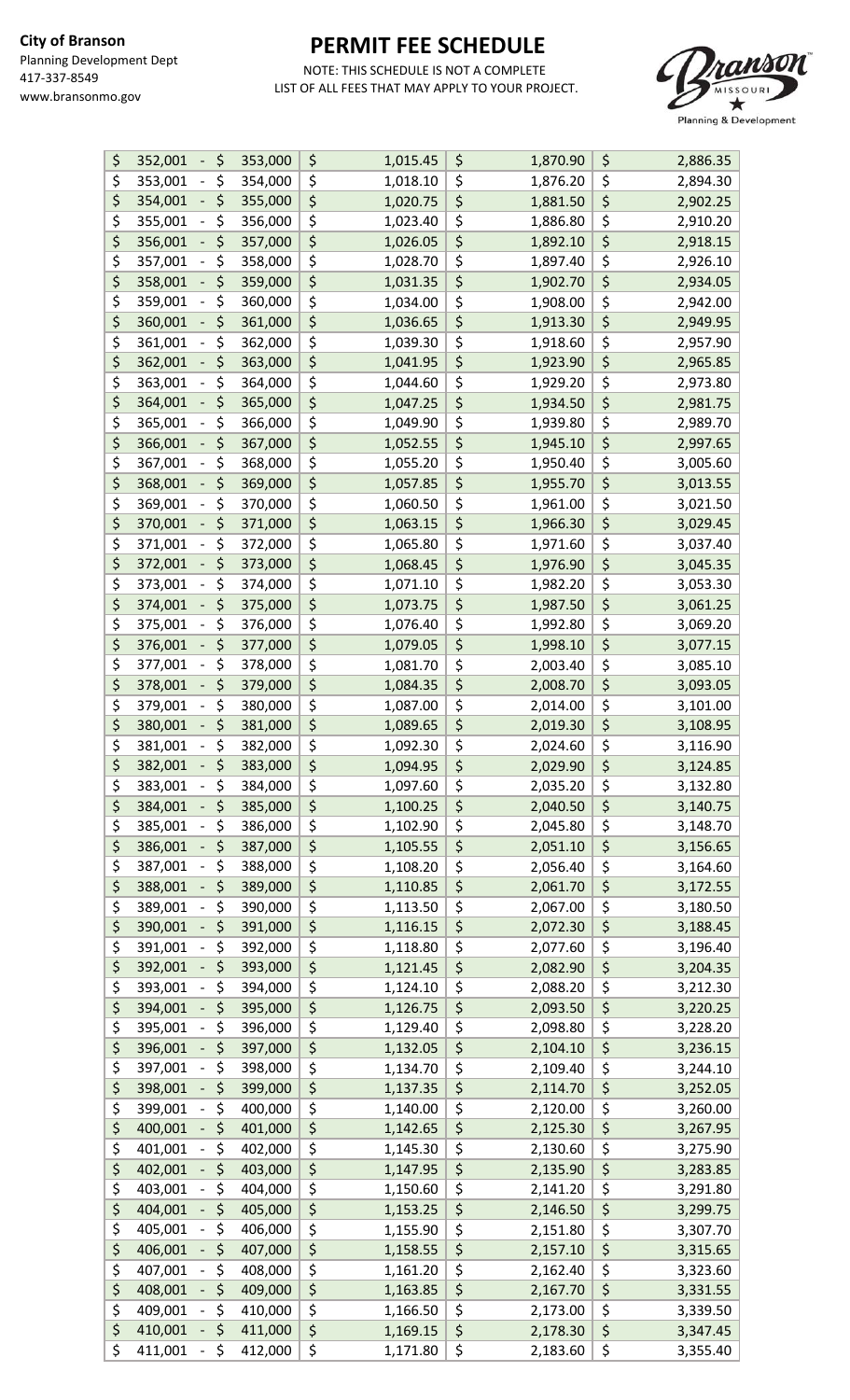**City of Branson**
Planning Development Dept
417-337-8549
www.bransonmo.gov

# PERMIT FEE SCHEDULE

NOTE: THIS SCHEDULE IS NOT A COMPLETE LIST OF ALL FEES THAT MAY APPLY TO YOUR PROJECT.

| Valuation | | | |
|---|---|---|---|
| $ 352,001 - $ 353,000 | $ 1,015.45 | $ 1,870.90 | $ 2,886.35 |
| $ 353,001 - $ 354,000 | $ 1,018.10 | $ 1,876.20 | $ 2,894.30 |
| $ 354,001 - $ 355,000 | $ 1,020.75 | $ 1,881.50 | $ 2,902.25 |
| $ 355,001 - $ 356,000 | $ 1,023.40 | $ 1,886.80 | $ 2,910.20 |
| $ 356,001 - $ 357,000 | $ 1,026.05 | $ 1,892.10 | $ 2,918.15 |
| $ 357,001 - $ 358,000 | $ 1,028.70 | $ 1,897.40 | $ 2,926.10 |
| $ 358,001 - $ 359,000 | $ 1,031.35 | $ 1,902.70 | $ 2,934.05 |
| $ 359,001 - $ 360,000 | $ 1,034.00 | $ 1,908.00 | $ 2,942.00 |
| $ 360,001 - $ 361,000 | $ 1,036.65 | $ 1,913.30 | $ 2,949.95 |
| $ 361,001 - $ 362,000 | $ 1,039.30 | $ 1,918.60 | $ 2,957.90 |
| $ 362,001 - $ 363,000 | $ 1,041.95 | $ 1,923.90 | $ 2,965.85 |
| $ 363,001 - $ 364,000 | $ 1,044.60 | $ 1,929.20 | $ 2,973.80 |
| $ 364,001 - $ 365,000 | $ 1,047.25 | $ 1,934.50 | $ 2,981.75 |
| $ 365,001 - $ 366,000 | $ 1,049.90 | $ 1,939.80 | $ 2,989.70 |
| $ 366,001 - $ 367,000 | $ 1,052.55 | $ 1,945.10 | $ 2,997.65 |
| $ 367,001 - $ 368,000 | $ 1,055.20 | $ 1,950.40 | $ 3,005.60 |
| $ 368,001 - $ 369,000 | $ 1,057.85 | $ 1,955.70 | $ 3,013.55 |
| $ 369,001 - $ 370,000 | $ 1,060.50 | $ 1,961.00 | $ 3,021.50 |
| $ 370,001 - $ 371,000 | $ 1,063.15 | $ 1,966.30 | $ 3,029.45 |
| $ 371,001 - $ 372,000 | $ 1,065.80 | $ 1,971.60 | $ 3,037.40 |
| $ 372,001 - $ 373,000 | $ 1,068.45 | $ 1,976.90 | $ 3,045.35 |
| $ 373,001 - $ 374,000 | $ 1,071.10 | $ 1,982.20 | $ 3,053.30 |
| $ 374,001 - $ 375,000 | $ 1,073.75 | $ 1,987.50 | $ 3,061.25 |
| $ 375,001 - $ 376,000 | $ 1,076.40 | $ 1,992.80 | $ 3,069.20 |
| $ 376,001 - $ 377,000 | $ 1,079.05 | $ 1,998.10 | $ 3,077.15 |
| $ 377,001 - $ 378,000 | $ 1,081.70 | $ 2,003.40 | $ 3,085.10 |
| $ 378,001 - $ 379,000 | $ 1,084.35 | $ 2,008.70 | $ 3,093.05 |
| $ 379,001 - $ 380,000 | $ 1,087.00 | $ 2,014.00 | $ 3,101.00 |
| $ 380,001 - $ 381,000 | $ 1,089.65 | $ 2,019.30 | $ 3,108.95 |
| $ 381,001 - $ 382,000 | $ 1,092.30 | $ 2,024.60 | $ 3,116.90 |
| $ 382,001 - $ 383,000 | $ 1,094.95 | $ 2,029.90 | $ 3,124.85 |
| $ 383,001 - $ 384,000 | $ 1,097.60 | $ 2,035.20 | $ 3,132.80 |
| $ 384,001 - $ 385,000 | $ 1,100.25 | $ 2,040.50 | $ 3,140.75 |
| $ 385,001 - $ 386,000 | $ 1,102.90 | $ 2,045.80 | $ 3,148.70 |
| $ 386,001 - $ 387,000 | $ 1,105.55 | $ 2,051.10 | $ 3,156.65 |
| $ 387,001 - $ 388,000 | $ 1,108.20 | $ 2,056.40 | $ 3,164.60 |
| $ 388,001 - $ 389,000 | $ 1,110.85 | $ 2,061.70 | $ 3,172.55 |
| $ 389,001 - $ 390,000 | $ 1,113.50 | $ 2,067.00 | $ 3,180.50 |
| $ 390,001 - $ 391,000 | $ 1,116.15 | $ 2,072.30 | $ 3,188.45 |
| $ 391,001 - $ 392,000 | $ 1,118.80 | $ 2,077.60 | $ 3,196.40 |
| $ 392,001 - $ 393,000 | $ 1,121.45 | $ 2,082.90 | $ 3,204.35 |
| $ 393,001 - $ 394,000 | $ 1,124.10 | $ 2,088.20 | $ 3,212.30 |
| $ 394,001 - $ 395,000 | $ 1,126.75 | $ 2,093.50 | $ 3,220.25 |
| $ 395,001 - $ 396,000 | $ 1,129.40 | $ 2,098.80 | $ 3,228.20 |
| $ 396,001 - $ 397,000 | $ 1,132.05 | $ 2,104.10 | $ 3,236.15 |
| $ 397,001 - $ 398,000 | $ 1,134.70 | $ 2,109.40 | $ 3,244.10 |
| $ 398,001 - $ 399,000 | $ 1,137.35 | $ 2,114.70 | $ 3,252.05 |
| $ 399,001 - $ 400,000 | $ 1,140.00 | $ 2,120.00 | $ 3,260.00 |
| $ 400,001 - $ 401,000 | $ 1,142.65 | $ 2,125.30 | $ 3,267.95 |
| $ 401,001 - $ 402,000 | $ 1,145.30 | $ 2,130.60 | $ 3,275.90 |
| $ 402,001 - $ 403,000 | $ 1,147.95 | $ 2,135.90 | $ 3,283.85 |
| $ 403,001 - $ 404,000 | $ 1,150.60 | $ 2,141.20 | $ 3,291.80 |
| $ 404,001 - $ 405,000 | $ 1,153.25 | $ 2,146.50 | $ 3,299.75 |
| $ 405,001 - $ 406,000 | $ 1,155.90 | $ 2,151.80 | $ 3,307.70 |
| $ 406,001 - $ 407,000 | $ 1,158.55 | $ 2,157.10 | $ 3,315.65 |
| $ 407,001 - $ 408,000 | $ 1,161.20 | $ 2,162.40 | $ 3,323.60 |
| $ 408,001 - $ 409,000 | $ 1,163.85 | $ 2,167.70 | $ 3,331.55 |
| $ 409,001 - $ 410,000 | $ 1,166.50 | $ 2,173.00 | $ 3,339.50 |
| $ 410,001 - $ 411,000 | $ 1,169.15 | $ 2,178.30 | $ 3,347.45 |
| $ 411,001 - $ 412,000 | $ 1,171.80 | $ 2,183.60 | $ 3,355.40 |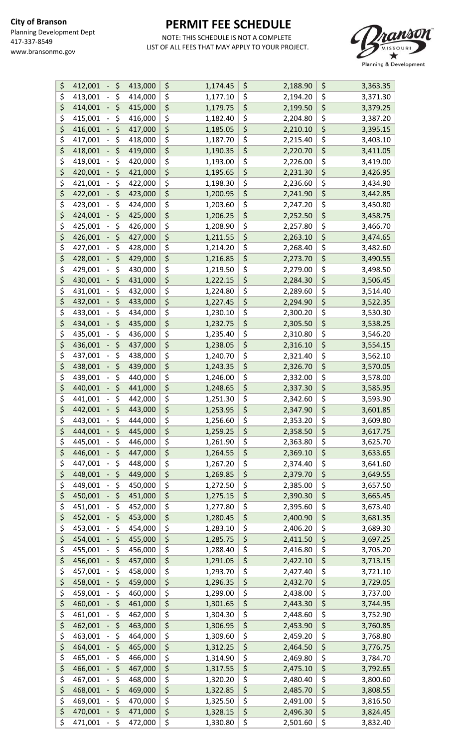**City of Branson**
Planning Development Dept
417-337-8549
www.bransonmo.gov

# PERMIT FEE SCHEDULE

NOTE: THIS SCHEDULE IS NOT A COMPLETE LIST OF ALL FEES THAT MAY APPLY TO YOUR PROJECT.

| Valuation | | | |
|---|---|---|---|
| $ 412,001 - $ 413,000 | $ 1,174.45 | $ 2,188.90 | $ 3,363.35 |
| $ 413,001 - $ 414,000 | $ 1,177.10 | $ 2,194.20 | $ 3,371.30 |
| $ 414,001 - $ 415,000 | $ 1,179.75 | $ 2,199.50 | $ 3,379.25 |
| $ 415,001 - $ 416,000 | $ 1,182.40 | $ 2,204.80 | $ 3,387.20 |
| $ 416,001 - $ 417,000 | $ 1,185.05 | $ 2,210.10 | $ 3,395.15 |
| $ 417,001 - $ 418,000 | $ 1,187.70 | $ 2,215.40 | $ 3,403.10 |
| $ 418,001 - $ 419,000 | $ 1,190.35 | $ 2,220.70 | $ 3,411.05 |
| $ 419,001 - $ 420,000 | $ 1,193.00 | $ 2,226.00 | $ 3,419.00 |
| $ 420,001 - $ 421,000 | $ 1,195.65 | $ 2,231.30 | $ 3,426.95 |
| $ 421,001 - $ 422,000 | $ 1,198.30 | $ 2,236.60 | $ 3,434.90 |
| $ 422,001 - $ 423,000 | $ 1,200.95 | $ 2,241.90 | $ 3,442.85 |
| $ 423,001 - $ 424,000 | $ 1,203.60 | $ 2,247.20 | $ 3,450.80 |
| $ 424,001 - $ 425,000 | $ 1,206.25 | $ 2,252.50 | $ 3,458.75 |
| $ 425,001 - $ 426,000 | $ 1,208.90 | $ 2,257.80 | $ 3,466.70 |
| $ 426,001 - $ 427,000 | $ 1,211.55 | $ 2,263.10 | $ 3,474.65 |
| $ 427,001 - $ 428,000 | $ 1,214.20 | $ 2,268.40 | $ 3,482.60 |
| $ 428,001 - $ 429,000 | $ 1,216.85 | $ 2,273.70 | $ 3,490.55 |
| $ 429,001 - $ 430,000 | $ 1,219.50 | $ 2,279.00 | $ 3,498.50 |
| $ 430,001 - $ 431,000 | $ 1,222.15 | $ 2,284.30 | $ 3,506.45 |
| $ 431,001 - $ 432,000 | $ 1,224.80 | $ 2,289.60 | $ 3,514.40 |
| $ 432,001 - $ 433,000 | $ 1,227.45 | $ 2,294.90 | $ 3,522.35 |
| $ 433,001 - $ 434,000 | $ 1,230.10 | $ 2,300.20 | $ 3,530.30 |
| $ 434,001 - $ 435,000 | $ 1,232.75 | $ 2,305.50 | $ 3,538.25 |
| $ 435,001 - $ 436,000 | $ 1,235.40 | $ 2,310.80 | $ 3,546.20 |
| $ 436,001 - $ 437,000 | $ 1,238.05 | $ 2,316.10 | $ 3,554.15 |
| $ 437,001 - $ 438,000 | $ 1,240.70 | $ 2,321.40 | $ 3,562.10 |
| $ 438,001 - $ 439,000 | $ 1,243.35 | $ 2,326.70 | $ 3,570.05 |
| $ 439,001 - $ 440,000 | $ 1,246.00 | $ 2,332.00 | $ 3,578.00 |
| $ 440,001 - $ 441,000 | $ 1,248.65 | $ 2,337.30 | $ 3,585.95 |
| $ 441,001 - $ 442,000 | $ 1,251.30 | $ 2,342.60 | $ 3,593.90 |
| $ 442,001 - $ 443,000 | $ 1,253.95 | $ 2,347.90 | $ 3,601.85 |
| $ 443,001 - $ 444,000 | $ 1,256.60 | $ 2,353.20 | $ 3,609.80 |
| $ 444,001 - $ 445,000 | $ 1,259.25 | $ 2,358.50 | $ 3,617.75 |
| $ 445,001 - $ 446,000 | $ 1,261.90 | $ 2,363.80 | $ 3,625.70 |
| $ 446,001 - $ 447,000 | $ 1,264.55 | $ 2,369.10 | $ 3,633.65 |
| $ 447,001 - $ 448,000 | $ 1,267.20 | $ 2,374.40 | $ 3,641.60 |
| $ 448,001 - $ 449,000 | $ 1,269.85 | $ 2,379.70 | $ 3,649.55 |
| $ 449,001 - $ 450,000 | $ 1,272.50 | $ 2,385.00 | $ 3,657.50 |
| $ 450,001 - $ 451,000 | $ 1,275.15 | $ 2,390.30 | $ 3,665.45 |
| $ 451,001 - $ 452,000 | $ 1,277.80 | $ 2,395.60 | $ 3,673.40 |
| $ 452,001 - $ 453,000 | $ 1,280.45 | $ 2,400.90 | $ 3,681.35 |
| $ 453,001 - $ 454,000 | $ 1,283.10 | $ 2,406.20 | $ 3,689.30 |
| $ 454,001 - $ 455,000 | $ 1,285.75 | $ 2,411.50 | $ 3,697.25 |
| $ 455,001 - $ 456,000 | $ 1,288.40 | $ 2,416.80 | $ 3,705.20 |
| $ 456,001 - $ 457,000 | $ 1,291.05 | $ 2,422.10 | $ 3,713.15 |
| $ 457,001 - $ 458,000 | $ 1,293.70 | $ 2,427.40 | $ 3,721.10 |
| $ 458,001 - $ 459,000 | $ 1,296.35 | $ 2,432.70 | $ 3,729.05 |
| $ 459,001 - $ 460,000 | $ 1,299.00 | $ 2,438.00 | $ 3,737.00 |
| $ 460,001 - $ 461,000 | $ 1,301.65 | $ 2,443.30 | $ 3,744.95 |
| $ 461,001 - $ 462,000 | $ 1,304.30 | $ 2,448.60 | $ 3,752.90 |
| $ 462,001 - $ 463,000 | $ 1,306.95 | $ 2,453.90 | $ 3,760.85 |
| $ 463,001 - $ 464,000 | $ 1,309.60 | $ 2,459.20 | $ 3,768.80 |
| $ 464,001 - $ 465,000 | $ 1,312.25 | $ 2,464.50 | $ 3,776.75 |
| $ 465,001 - $ 466,000 | $ 1,314.90 | $ 2,469.80 | $ 3,784.70 |
| $ 466,001 - $ 467,000 | $ 1,317.55 | $ 2,475.10 | $ 3,792.65 |
| $ 467,001 - $ 468,000 | $ 1,320.20 | $ 2,480.40 | $ 3,800.60 |
| $ 468,001 - $ 469,000 | $ 1,322.85 | $ 2,485.70 | $ 3,808.55 |
| $ 469,001 - $ 470,000 | $ 1,325.50 | $ 2,491.00 | $ 3,816.50 |
| $ 470,001 - $ 471,000 | $ 1,328.15 | $ 2,496.30 | $ 3,824.45 |
| $ 471,001 - $ 472,000 | $ 1,330.80 | $ 2,501.60 | $ 3,832.40 |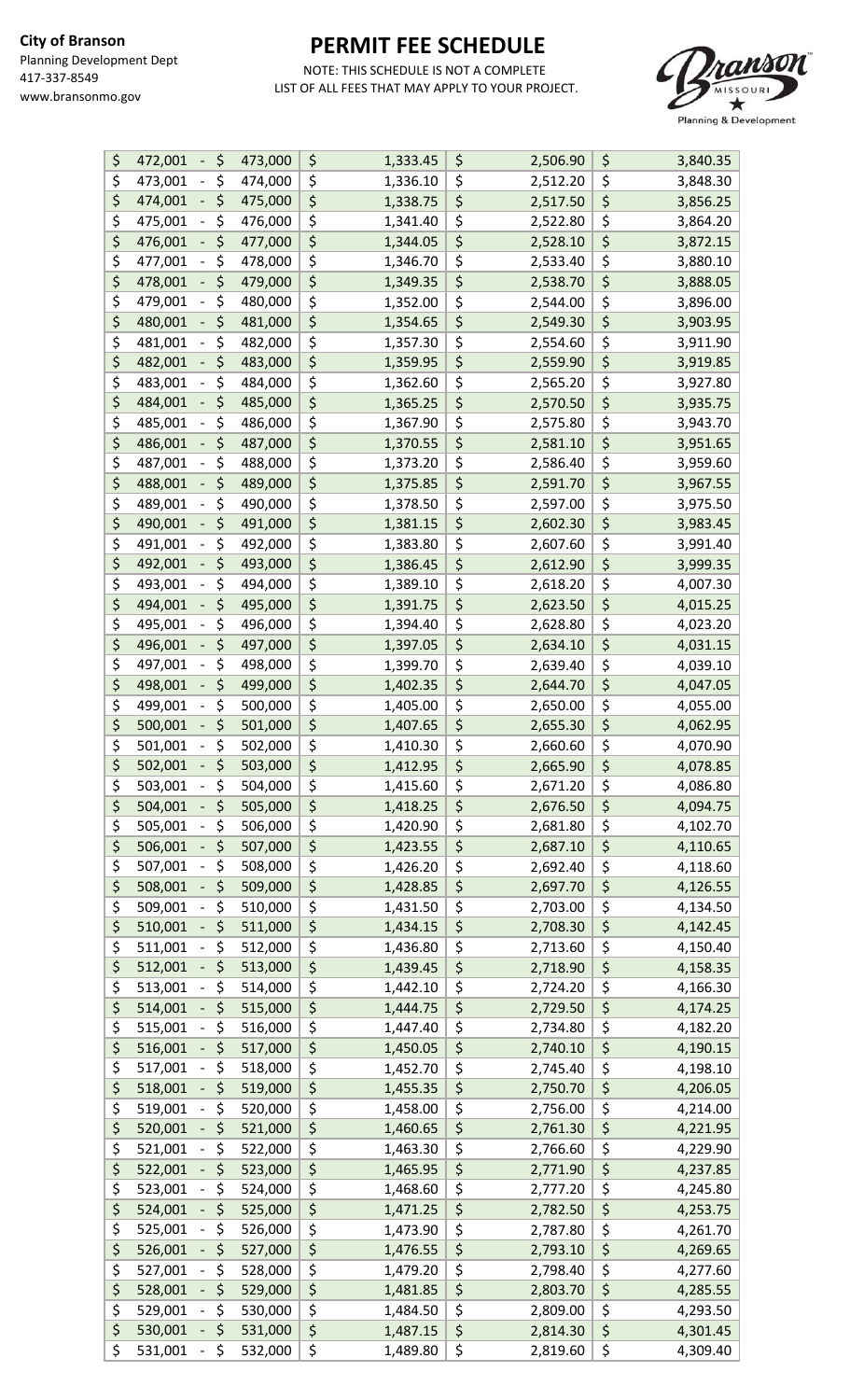**City of Branson**
Planning Development Dept
417-337-8549
www.bransonmo.gov

# PERMIT FEE SCHEDULE

NOTE: THIS SCHEDULE IS NOT A COMPLETE LIST OF ALL FEES THAT MAY APPLY TO YOUR PROJECT.

| Valuation | | | |
|---|---|---|---|
| $ 472,001 - $ 473,000 | $ 1,333.45 | $ 2,506.90 | $ 3,840.35 |
| $ 473,001 - $ 474,000 | $ 1,336.10 | $ 2,512.20 | $ 3,848.30 |
| $ 474,001 - $ 475,000 | $ 1,338.75 | $ 2,517.50 | $ 3,856.25 |
| $ 475,001 - $ 476,000 | $ 1,341.40 | $ 2,522.80 | $ 3,864.20 |
| $ 476,001 - $ 477,000 | $ 1,344.05 | $ 2,528.10 | $ 3,872.15 |
| $ 477,001 - $ 478,000 | $ 1,346.70 | $ 2,533.40 | $ 3,880.10 |
| $ 478,001 - $ 479,000 | $ 1,349.35 | $ 2,538.70 | $ 3,888.05 |
| $ 479,001 - $ 480,000 | $ 1,352.00 | $ 2,544.00 | $ 3,896.00 |
| $ 480,001 - $ 481,000 | $ 1,354.65 | $ 2,549.30 | $ 3,903.95 |
| $ 481,001 - $ 482,000 | $ 1,357.30 | $ 2,554.60 | $ 3,911.90 |
| $ 482,001 - $ 483,000 | $ 1,359.95 | $ 2,559.90 | $ 3,919.85 |
| $ 483,001 - $ 484,000 | $ 1,362.60 | $ 2,565.20 | $ 3,927.80 |
| $ 484,001 - $ 485,000 | $ 1,365.25 | $ 2,570.50 | $ 3,935.75 |
| $ 485,001 - $ 486,000 | $ 1,367.90 | $ 2,575.80 | $ 3,943.70 |
| $ 486,001 - $ 487,000 | $ 1,370.55 | $ 2,581.10 | $ 3,951.65 |
| $ 487,001 - $ 488,000 | $ 1,373.20 | $ 2,586.40 | $ 3,959.60 |
| $ 488,001 - $ 489,000 | $ 1,375.85 | $ 2,591.70 | $ 3,967.55 |
| $ 489,001 - $ 490,000 | $ 1,378.50 | $ 2,597.00 | $ 3,975.50 |
| $ 490,001 - $ 491,000 | $ 1,381.15 | $ 2,602.30 | $ 3,983.45 |
| $ 491,001 - $ 492,000 | $ 1,383.80 | $ 2,607.60 | $ 3,991.40 |
| $ 492,001 - $ 493,000 | $ 1,386.45 | $ 2,612.90 | $ 3,999.35 |
| $ 493,001 - $ 494,000 | $ 1,389.10 | $ 2,618.20 | $ 4,007.30 |
| $ 494,001 - $ 495,000 | $ 1,391.75 | $ 2,623.50 | $ 4,015.25 |
| $ 495,001 - $ 496,000 | $ 1,394.40 | $ 2,628.80 | $ 4,023.20 |
| $ 496,001 - $ 497,000 | $ 1,397.05 | $ 2,634.10 | $ 4,031.15 |
| $ 497,001 - $ 498,000 | $ 1,399.70 | $ 2,639.40 | $ 4,039.10 |
| $ 498,001 - $ 499,000 | $ 1,402.35 | $ 2,644.70 | $ 4,047.05 |
| $ 499,001 - $ 500,000 | $ 1,405.00 | $ 2,650.00 | $ 4,055.00 |
| $ 500,001 - $ 501,000 | $ 1,407.65 | $ 2,655.30 | $ 4,062.95 |
| $ 501,001 - $ 502,000 | $ 1,410.30 | $ 2,660.60 | $ 4,070.90 |
| $ 502,001 - $ 503,000 | $ 1,412.95 | $ 2,665.90 | $ 4,078.85 |
| $ 503,001 - $ 504,000 | $ 1,415.60 | $ 2,671.20 | $ 4,086.80 |
| $ 504,001 - $ 505,000 | $ 1,418.25 | $ 2,676.50 | $ 4,094.75 |
| $ 505,001 - $ 506,000 | $ 1,420.90 | $ 2,681.80 | $ 4,102.70 |
| $ 506,001 - $ 507,000 | $ 1,423.55 | $ 2,687.10 | $ 4,110.65 |
| $ 507,001 - $ 508,000 | $ 1,426.20 | $ 2,692.40 | $ 4,118.60 |
| $ 508,001 - $ 509,000 | $ 1,428.85 | $ 2,697.70 | $ 4,126.55 |
| $ 509,001 - $ 510,000 | $ 1,431.50 | $ 2,703.00 | $ 4,134.50 |
| $ 510,001 - $ 511,000 | $ 1,434.15 | $ 2,708.30 | $ 4,142.45 |
| $ 511,001 - $ 512,000 | $ 1,436.80 | $ 2,713.60 | $ 4,150.40 |
| $ 512,001 - $ 513,000 | $ 1,439.45 | $ 2,718.90 | $ 4,158.35 |
| $ 513,001 - $ 514,000 | $ 1,442.10 | $ 2,724.20 | $ 4,166.30 |
| $ 514,001 - $ 515,000 | $ 1,444.75 | $ 2,729.50 | $ 4,174.25 |
| $ 515,001 - $ 516,000 | $ 1,447.40 | $ 2,734.80 | $ 4,182.20 |
| $ 516,001 - $ 517,000 | $ 1,450.05 | $ 2,740.10 | $ 4,190.15 |
| $ 517,001 - $ 518,000 | $ 1,452.70 | $ 2,745.40 | $ 4,198.10 |
| $ 518,001 - $ 519,000 | $ 1,455.35 | $ 2,750.70 | $ 4,206.05 |
| $ 519,001 - $ 520,000 | $ 1,458.00 | $ 2,756.00 | $ 4,214.00 |
| $ 520,001 - $ 521,000 | $ 1,460.65 | $ 2,761.30 | $ 4,221.95 |
| $ 521,001 - $ 522,000 | $ 1,463.30 | $ 2,766.60 | $ 4,229.90 |
| $ 522,001 - $ 523,000 | $ 1,465.95 | $ 2,771.90 | $ 4,237.85 |
| $ 523,001 - $ 524,000 | $ 1,468.60 | $ 2,777.20 | $ 4,245.80 |
| $ 524,001 - $ 525,000 | $ 1,471.25 | $ 2,782.50 | $ 4,253.75 |
| $ 525,001 - $ 526,000 | $ 1,473.90 | $ 2,787.80 | $ 4,261.70 |
| $ 526,001 - $ 527,000 | $ 1,476.55 | $ 2,793.10 | $ 4,269.65 |
| $ 527,001 - $ 528,000 | $ 1,479.20 | $ 2,798.40 | $ 4,277.60 |
| $ 528,001 - $ 529,000 | $ 1,481.85 | $ 2,803.70 | $ 4,285.55 |
| $ 529,001 - $ 530,000 | $ 1,484.50 | $ 2,809.00 | $ 4,293.50 |
| $ 530,001 - $ 531,000 | $ 1,487.15 | $ 2,814.30 | $ 4,301.45 |
| $ 531,001 - $ 532,000 | $ 1,489.80 | $ 2,819.60 | $ 4,309.40 |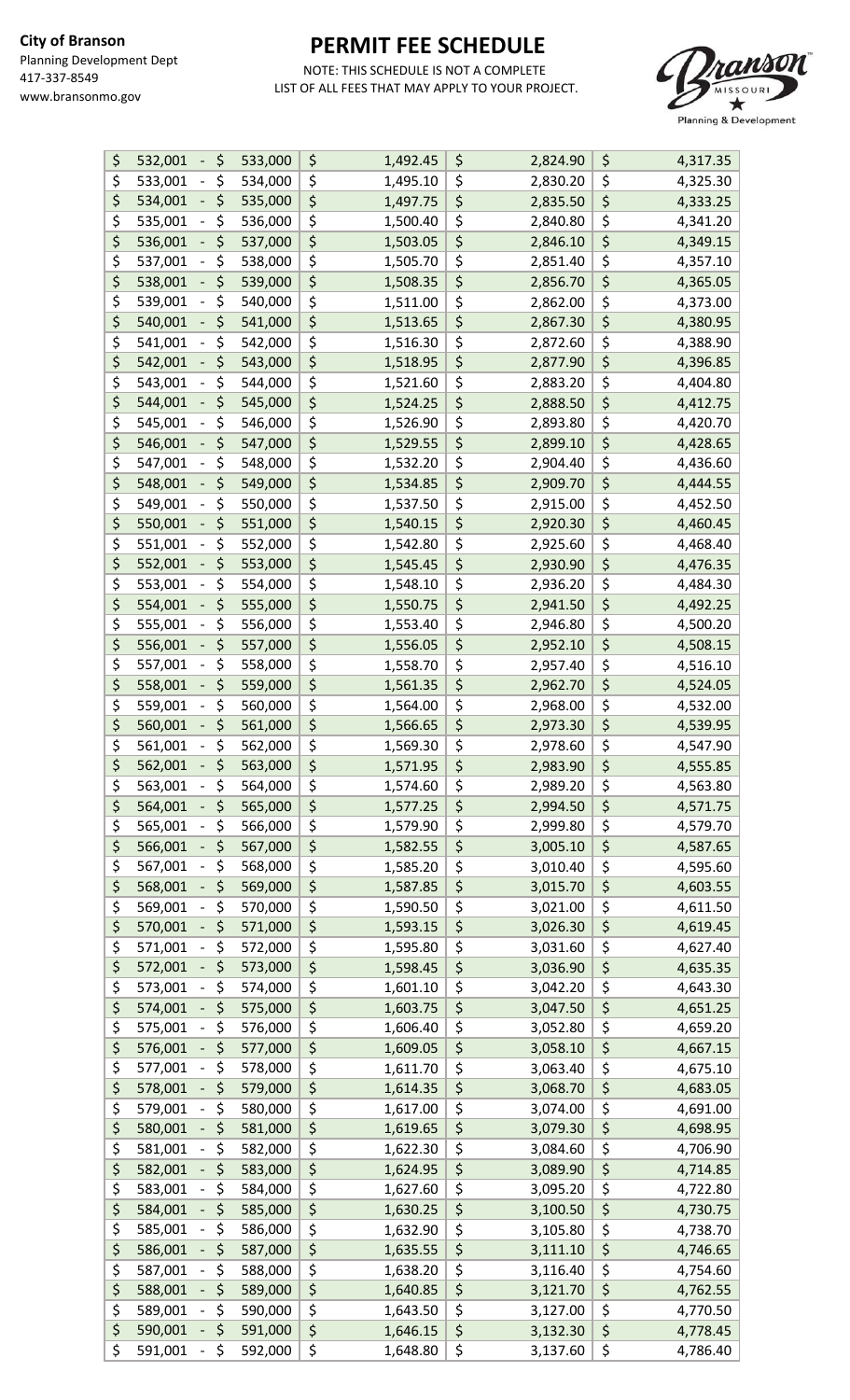**City of Branson**
Planning Development Dept
417-337-8549
www.bransonmo.gov

# PERMIT FEE SCHEDULE

NOTE: THIS SCHEDULE IS NOT A COMPLETE LIST OF ALL FEES THAT MAY APPLY TO YOUR PROJECT.

| Valuation | | | |
|---|---|---|---|
| $ 532,001 - $ 533,000 | $ 1,492.45 | $ 2,824.90 | $ 4,317.35 |
| $ 533,001 - $ 534,000 | $ 1,495.10 | $ 2,830.20 | $ 4,325.30 |
| $ 534,001 - $ 535,000 | $ 1,497.75 | $ 2,835.50 | $ 4,333.25 |
| $ 535,001 - $ 536,000 | $ 1,500.40 | $ 2,840.80 | $ 4,341.20 |
| $ 536,001 - $ 537,000 | $ 1,503.05 | $ 2,846.10 | $ 4,349.15 |
| $ 537,001 - $ 538,000 | $ 1,505.70 | $ 2,851.40 | $ 4,357.10 |
| $ 538,001 - $ 539,000 | $ 1,508.35 | $ 2,856.70 | $ 4,365.05 |
| $ 539,001 - $ 540,000 | $ 1,511.00 | $ 2,862.00 | $ 4,373.00 |
| $ 540,001 - $ 541,000 | $ 1,513.65 | $ 2,867.30 | $ 4,380.95 |
| $ 541,001 - $ 542,000 | $ 1,516.30 | $ 2,872.60 | $ 4,388.90 |
| $ 542,001 - $ 543,000 | $ 1,518.95 | $ 2,877.90 | $ 4,396.85 |
| $ 543,001 - $ 544,000 | $ 1,521.60 | $ 2,883.20 | $ 4,404.80 |
| $ 544,001 - $ 545,000 | $ 1,524.25 | $ 2,888.50 | $ 4,412.75 |
| $ 545,001 - $ 546,000 | $ 1,526.90 | $ 2,893.80 | $ 4,420.70 |
| $ 546,001 - $ 547,000 | $ 1,529.55 | $ 2,899.10 | $ 4,428.65 |
| $ 547,001 - $ 548,000 | $ 1,532.20 | $ 2,904.40 | $ 4,436.60 |
| $ 548,001 - $ 549,000 | $ 1,534.85 | $ 2,909.70 | $ 4,444.55 |
| $ 549,001 - $ 550,000 | $ 1,537.50 | $ 2,915.00 | $ 4,452.50 |
| $ 550,001 - $ 551,000 | $ 1,540.15 | $ 2,920.30 | $ 4,460.45 |
| $ 551,001 - $ 552,000 | $ 1,542.80 | $ 2,925.60 | $ 4,468.40 |
| $ 552,001 - $ 553,000 | $ 1,545.45 | $ 2,930.90 | $ 4,476.35 |
| $ 553,001 - $ 554,000 | $ 1,548.10 | $ 2,936.20 | $ 4,484.30 |
| $ 554,001 - $ 555,000 | $ 1,550.75 | $ 2,941.50 | $ 4,492.25 |
| $ 555,001 - $ 556,000 | $ 1,553.40 | $ 2,946.80 | $ 4,500.20 |
| $ 556,001 - $ 557,000 | $ 1,556.05 | $ 2,952.10 | $ 4,508.15 |
| $ 557,001 - $ 558,000 | $ 1,558.70 | $ 2,957.40 | $ 4,516.10 |
| $ 558,001 - $ 559,000 | $ 1,561.35 | $ 2,962.70 | $ 4,524.05 |
| $ 559,001 - $ 560,000 | $ 1,564.00 | $ 2,968.00 | $ 4,532.00 |
| $ 560,001 - $ 561,000 | $ 1,566.65 | $ 2,973.30 | $ 4,539.95 |
| $ 561,001 - $ 562,000 | $ 1,569.30 | $ 2,978.60 | $ 4,547.90 |
| $ 562,001 - $ 563,000 | $ 1,571.95 | $ 2,983.90 | $ 4,555.85 |
| $ 563,001 - $ 564,000 | $ 1,574.60 | $ 2,989.20 | $ 4,563.80 |
| $ 564,001 - $ 565,000 | $ 1,577.25 | $ 2,994.50 | $ 4,571.75 |
| $ 565,001 - $ 566,000 | $ 1,579.90 | $ 2,999.80 | $ 4,579.70 |
| $ 566,001 - $ 567,000 | $ 1,582.55 | $ 3,005.10 | $ 4,587.65 |
| $ 567,001 - $ 568,000 | $ 1,585.20 | $ 3,010.40 | $ 4,595.60 |
| $ 568,001 - $ 569,000 | $ 1,587.85 | $ 3,015.70 | $ 4,603.55 |
| $ 569,001 - $ 570,000 | $ 1,590.50 | $ 3,021.00 | $ 4,611.50 |
| $ 570,001 - $ 571,000 | $ 1,593.15 | $ 3,026.30 | $ 4,619.45 |
| $ 571,001 - $ 572,000 | $ 1,595.80 | $ 3,031.60 | $ 4,627.40 |
| $ 572,001 - $ 573,000 | $ 1,598.45 | $ 3,036.90 | $ 4,635.35 |
| $ 573,001 - $ 574,000 | $ 1,601.10 | $ 3,042.20 | $ 4,643.30 |
| $ 574,001 - $ 575,000 | $ 1,603.75 | $ 3,047.50 | $ 4,651.25 |
| $ 575,001 - $ 576,000 | $ 1,606.40 | $ 3,052.80 | $ 4,659.20 |
| $ 576,001 - $ 577,000 | $ 1,609.05 | $ 3,058.10 | $ 4,667.15 |
| $ 577,001 - $ 578,000 | $ 1,611.70 | $ 3,063.40 | $ 4,675.10 |
| $ 578,001 - $ 579,000 | $ 1,614.35 | $ 3,068.70 | $ 4,683.05 |
| $ 579,001 - $ 580,000 | $ 1,617.00 | $ 3,074.00 | $ 4,691.00 |
| $ 580,001 - $ 581,000 | $ 1,619.65 | $ 3,079.30 | $ 4,698.95 |
| $ 581,001 - $ 582,000 | $ 1,622.30 | $ 3,084.60 | $ 4,706.90 |
| $ 582,001 - $ 583,000 | $ 1,624.95 | $ 3,089.90 | $ 4,714.85 |
| $ 583,001 - $ 584,000 | $ 1,627.60 | $ 3,095.20 | $ 4,722.80 |
| $ 584,001 - $ 585,000 | $ 1,630.25 | $ 3,100.50 | $ 4,730.75 |
| $ 585,001 - $ 586,000 | $ 1,632.90 | $ 3,105.80 | $ 4,738.70 |
| $ 586,001 - $ 587,000 | $ 1,635.55 | $ 3,111.10 | $ 4,746.65 |
| $ 587,001 - $ 588,000 | $ 1,638.20 | $ 3,116.40 | $ 4,754.60 |
| $ 588,001 - $ 589,000 | $ 1,640.85 | $ 3,121.70 | $ 4,762.55 |
| $ 589,001 - $ 590,000 | $ 1,643.50 | $ 3,127.00 | $ 4,770.50 |
| $ 590,001 - $ 591,000 | $ 1,646.15 | $ 3,132.30 | $ 4,778.45 |
| $ 591,001 - $ 592,000 | $ 1,648.80 | $ 3,137.60 | $ 4,786.40 |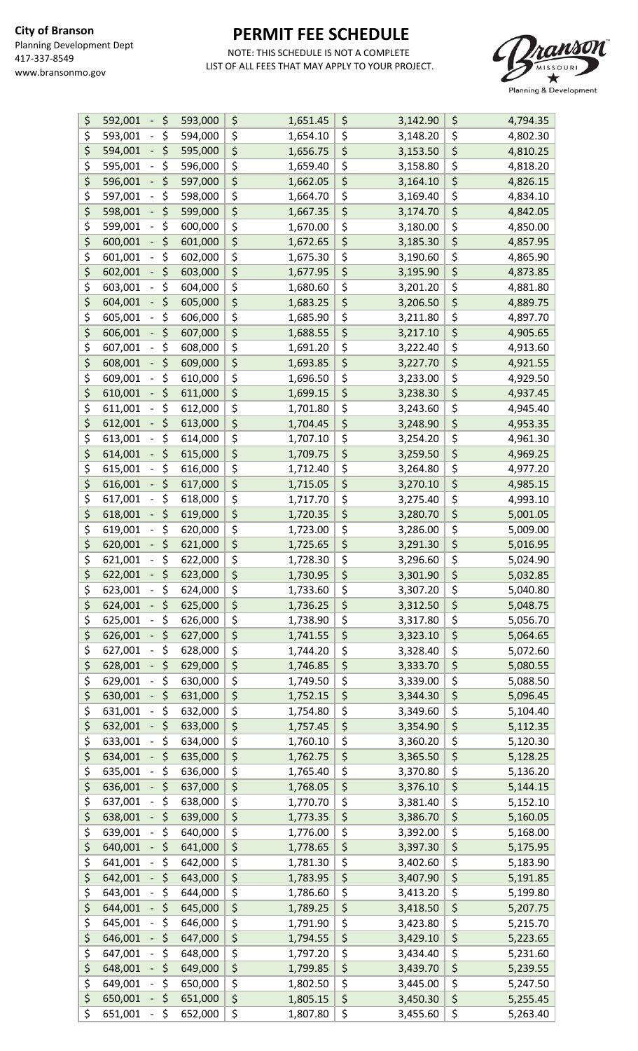**City of Branson**
Planning Development Dept
417-337-8549
www.bransonmo.gov

# PERMIT FEE SCHEDULE

NOTE: THIS SCHEDULE IS NOT A COMPLETE LIST OF ALL FEES THAT MAY APPLY TO YOUR PROJECT.

| Valuation | | | |
|---|---|---|---|
| $ 592,001 - $ 593,000 | $ 1,651.45 | $ 3,142.90 | $ 4,794.35 |
| $ 593,001 - $ 594,000 | $ 1,654.10 | $ 3,148.20 | $ 4,802.30 |
| $ 594,001 - $ 595,000 | $ 1,656.75 | $ 3,153.50 | $ 4,810.25 |
| $ 595,001 - $ 596,000 | $ 1,659.40 | $ 3,158.80 | $ 4,818.20 |
| $ 596,001 - $ 597,000 | $ 1,662.05 | $ 3,164.10 | $ 4,826.15 |
| $ 597,001 - $ 598,000 | $ 1,664.70 | $ 3,169.40 | $ 4,834.10 |
| $ 598,001 - $ 599,000 | $ 1,667.35 | $ 3,174.70 | $ 4,842.05 |
| $ 599,001 - $ 600,000 | $ 1,670.00 | $ 3,180.00 | $ 4,850.00 |
| $ 600,001 - $ 601,000 | $ 1,672.65 | $ 3,185.30 | $ 4,857.95 |
| $ 601,001 - $ 602,000 | $ 1,675.30 | $ 3,190.60 | $ 4,865.90 |
| $ 602,001 - $ 603,000 | $ 1,677.95 | $ 3,195.90 | $ 4,873.85 |
| $ 603,001 - $ 604,000 | $ 1,680.60 | $ 3,201.20 | $ 4,881.80 |
| $ 604,001 - $ 605,000 | $ 1,683.25 | $ 3,206.50 | $ 4,889.75 |
| $ 605,001 - $ 606,000 | $ 1,685.90 | $ 3,211.80 | $ 4,897.70 |
| $ 606,001 - $ 607,000 | $ 1,688.55 | $ 3,217.10 | $ 4,905.65 |
| $ 607,001 - $ 608,000 | $ 1,691.20 | $ 3,222.40 | $ 4,913.60 |
| $ 608,001 - $ 609,000 | $ 1,693.85 | $ 3,227.70 | $ 4,921.55 |
| $ 609,001 - $ 610,000 | $ 1,696.50 | $ 3,233.00 | $ 4,929.50 |
| $ 610,001 - $ 611,000 | $ 1,699.15 | $ 3,238.30 | $ 4,937.45 |
| $ 611,001 - $ 612,000 | $ 1,701.80 | $ 3,243.60 | $ 4,945.40 |
| $ 612,001 - $ 613,000 | $ 1,704.45 | $ 3,248.90 | $ 4,953.35 |
| $ 613,001 - $ 614,000 | $ 1,707.10 | $ 3,254.20 | $ 4,961.30 |
| $ 614,001 - $ 615,000 | $ 1,709.75 | $ 3,259.50 | $ 4,969.25 |
| $ 615,001 - $ 616,000 | $ 1,712.40 | $ 3,264.80 | $ 4,977.20 |
| $ 616,001 - $ 617,000 | $ 1,715.05 | $ 3,270.10 | $ 4,985.15 |
| $ 617,001 - $ 618,000 | $ 1,717.70 | $ 3,275.40 | $ 4,993.10 |
| $ 618,001 - $ 619,000 | $ 1,720.35 | $ 3,280.70 | $ 5,001.05 |
| $ 619,001 - $ 620,000 | $ 1,723.00 | $ 3,286.00 | $ 5,009.00 |
| $ 620,001 - $ 621,000 | $ 1,725.65 | $ 3,291.30 | $ 5,016.95 |
| $ 621,001 - $ 622,000 | $ 1,728.30 | $ 3,296.60 | $ 5,024.90 |
| $ 622,001 - $ 623,000 | $ 1,730.95 | $ 3,301.90 | $ 5,032.85 |
| $ 623,001 - $ 624,000 | $ 1,733.60 | $ 3,307.20 | $ 5,040.80 |
| $ 624,001 - $ 625,000 | $ 1,736.25 | $ 3,312.50 | $ 5,048.75 |
| $ 625,001 - $ 626,000 | $ 1,738.90 | $ 3,317.80 | $ 5,056.70 |
| $ 626,001 - $ 627,000 | $ 1,741.55 | $ 3,323.10 | $ 5,064.65 |
| $ 627,001 - $ 628,000 | $ 1,744.20 | $ 3,328.40 | $ 5,072.60 |
| $ 628,001 - $ 629,000 | $ 1,746.85 | $ 3,333.70 | $ 5,080.55 |
| $ 629,001 - $ 630,000 | $ 1,749.50 | $ 3,339.00 | $ 5,088.50 |
| $ 630,001 - $ 631,000 | $ 1,752.15 | $ 3,344.30 | $ 5,096.45 |
| $ 631,001 - $ 632,000 | $ 1,754.80 | $ 3,349.60 | $ 5,104.40 |
| $ 632,001 - $ 633,000 | $ 1,757.45 | $ 3,354.90 | $ 5,112.35 |
| $ 633,001 - $ 634,000 | $ 1,760.10 | $ 3,360.20 | $ 5,120.30 |
| $ 634,001 - $ 635,000 | $ 1,762.75 | $ 3,365.50 | $ 5,128.25 |
| $ 635,001 - $ 636,000 | $ 1,765.40 | $ 3,370.80 | $ 5,136.20 |
| $ 636,001 - $ 637,000 | $ 1,768.05 | $ 3,376.10 | $ 5,144.15 |
| $ 637,001 - $ 638,000 | $ 1,770.70 | $ 3,381.40 | $ 5,152.10 |
| $ 638,001 - $ 639,000 | $ 1,773.35 | $ 3,386.70 | $ 5,160.05 |
| $ 639,001 - $ 640,000 | $ 1,776.00 | $ 3,392.00 | $ 5,168.00 |
| $ 640,001 - $ 641,000 | $ 1,778.65 | $ 3,397.30 | $ 5,175.95 |
| $ 641,001 - $ 642,000 | $ 1,781.30 | $ 3,402.60 | $ 5,183.90 |
| $ 642,001 - $ 643,000 | $ 1,783.95 | $ 3,407.90 | $ 5,191.85 |
| $ 643,001 - $ 644,000 | $ 1,786.60 | $ 3,413.20 | $ 5,199.80 |
| $ 644,001 - $ 645,000 | $ 1,789.25 | $ 3,418.50 | $ 5,207.75 |
| $ 645,001 - $ 646,000 | $ 1,791.90 | $ 3,423.80 | $ 5,215.70 |
| $ 646,001 - $ 647,000 | $ 1,794.55 | $ 3,429.10 | $ 5,223.65 |
| $ 647,001 - $ 648,000 | $ 1,797.20 | $ 3,434.40 | $ 5,231.60 |
| $ 648,001 - $ 649,000 | $ 1,799.85 | $ 3,439.70 | $ 5,239.55 |
| $ 649,001 - $ 650,000 | $ 1,802.50 | $ 3,445.00 | $ 5,247.50 |
| $ 650,001 - $ 651,000 | $ 1,805.15 | $ 3,450.30 | $ 5,255.45 |
| $ 651,001 - $ 652,000 | $ 1,807.80 | $ 3,455.60 | $ 5,263.40 |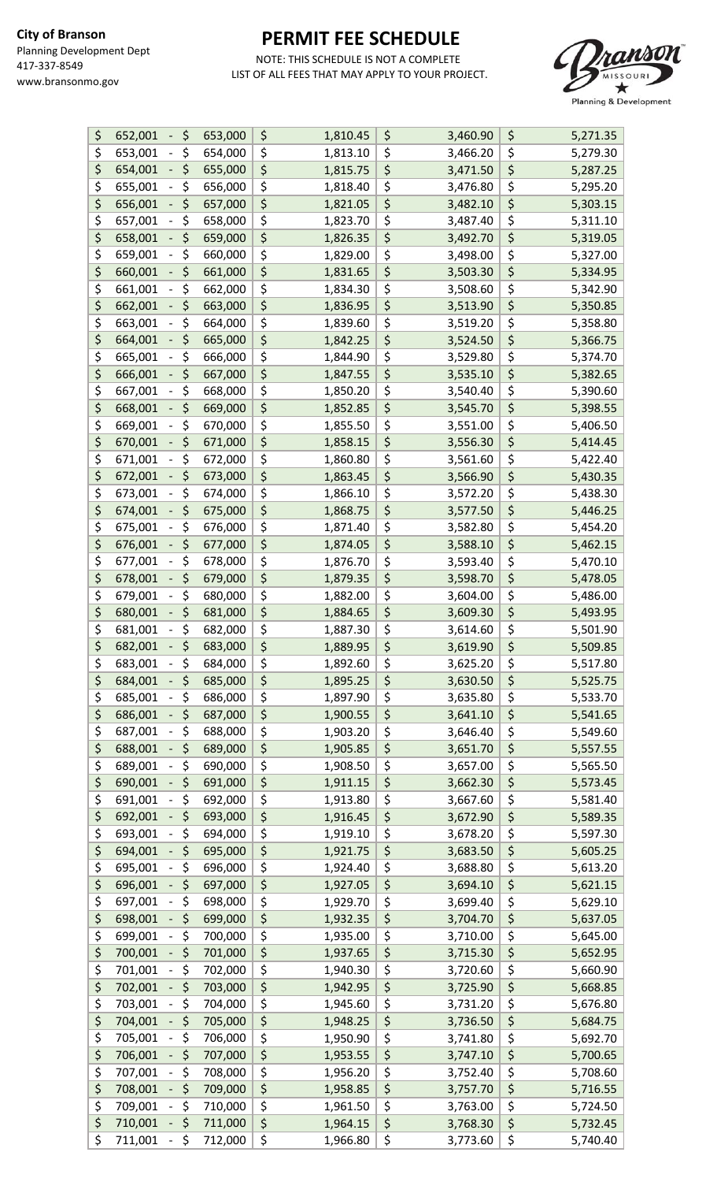**City of Branson**
Planning Development Dept
417-337-8549
www.bransonmo.gov

# PERMIT FEE SCHEDULE

NOTE: THIS SCHEDULE IS NOT A COMPLETE LIST OF ALL FEES THAT MAY APPLY TO YOUR PROJECT.

| Valuation | | | |
|---|---|---|---|
| $ 652,001 - $ 653,000 | $ 1,810.45 | $ 3,460.90 | $ 5,271.35 |
| $ 653,001 - $ 654,000 | $ 1,813.10 | $ 3,466.20 | $ 5,279.30 |
| $ 654,001 - $ 655,000 | $ 1,815.75 | $ 3,471.50 | $ 5,287.25 |
| $ 655,001 - $ 656,000 | $ 1,818.40 | $ 3,476.80 | $ 5,295.20 |
| $ 656,001 - $ 657,000 | $ 1,821.05 | $ 3,482.10 | $ 5,303.15 |
| $ 657,001 - $ 658,000 | $ 1,823.70 | $ 3,487.40 | $ 5,311.10 |
| $ 658,001 - $ 659,000 | $ 1,826.35 | $ 3,492.70 | $ 5,319.05 |
| $ 659,001 - $ 660,000 | $ 1,829.00 | $ 3,498.00 | $ 5,327.00 |
| $ 660,001 - $ 661,000 | $ 1,831.65 | $ 3,503.30 | $ 5,334.95 |
| $ 661,001 - $ 662,000 | $ 1,834.30 | $ 3,508.60 | $ 5,342.90 |
| $ 662,001 - $ 663,000 | $ 1,836.95 | $ 3,513.90 | $ 5,350.85 |
| $ 663,001 - $ 664,000 | $ 1,839.60 | $ 3,519.20 | $ 5,358.80 |
| $ 664,001 - $ 665,000 | $ 1,842.25 | $ 3,524.50 | $ 5,366.75 |
| $ 665,001 - $ 666,000 | $ 1,844.90 | $ 3,529.80 | $ 5,374.70 |
| $ 666,001 - $ 667,000 | $ 1,847.55 | $ 3,535.10 | $ 5,382.65 |
| $ 667,001 - $ 668,000 | $ 1,850.20 | $ 3,540.40 | $ 5,390.60 |
| $ 668,001 - $ 669,000 | $ 1,852.85 | $ 3,545.70 | $ 5,398.55 |
| $ 669,001 - $ 670,000 | $ 1,855.50 | $ 3,551.00 | $ 5,406.50 |
| $ 670,001 - $ 671,000 | $ 1,858.15 | $ 3,556.30 | $ 5,414.45 |
| $ 671,001 - $ 672,000 | $ 1,860.80 | $ 3,561.60 | $ 5,422.40 |
| $ 672,001 - $ 673,000 | $ 1,863.45 | $ 3,566.90 | $ 5,430.35 |
| $ 673,001 - $ 674,000 | $ 1,866.10 | $ 3,572.20 | $ 5,438.30 |
| $ 674,001 - $ 675,000 | $ 1,868.75 | $ 3,577.50 | $ 5,446.25 |
| $ 675,001 - $ 676,000 | $ 1,871.40 | $ 3,582.80 | $ 5,454.20 |
| $ 676,001 - $ 677,000 | $ 1,874.05 | $ 3,588.10 | $ 5,462.15 |
| $ 677,001 - $ 678,000 | $ 1,876.70 | $ 3,593.40 | $ 5,470.10 |
| $ 678,001 - $ 679,000 | $ 1,879.35 | $ 3,598.70 | $ 5,478.05 |
| $ 679,001 - $ 680,000 | $ 1,882.00 | $ 3,604.00 | $ 5,486.00 |
| $ 680,001 - $ 681,000 | $ 1,884.65 | $ 3,609.30 | $ 5,493.95 |
| $ 681,001 - $ 682,000 | $ 1,887.30 | $ 3,614.60 | $ 5,501.90 |
| $ 682,001 - $ 683,000 | $ 1,889.95 | $ 3,619.90 | $ 5,509.85 |
| $ 683,001 - $ 684,000 | $ 1,892.60 | $ 3,625.20 | $ 5,517.80 |
| $ 684,001 - $ 685,000 | $ 1,895.25 | $ 3,630.50 | $ 5,525.75 |
| $ 685,001 - $ 686,000 | $ 1,897.90 | $ 3,635.80 | $ 5,533.70 |
| $ 686,001 - $ 687,000 | $ 1,900.55 | $ 3,641.10 | $ 5,541.65 |
| $ 687,001 - $ 688,000 | $ 1,903.20 | $ 3,646.40 | $ 5,549.60 |
| $ 688,001 - $ 689,000 | $ 1,905.85 | $ 3,651.70 | $ 5,557.55 |
| $ 689,001 - $ 690,000 | $ 1,908.50 | $ 3,657.00 | $ 5,565.50 |
| $ 690,001 - $ 691,000 | $ 1,911.15 | $ 3,662.30 | $ 5,573.45 |
| $ 691,001 - $ 692,000 | $ 1,913.80 | $ 3,667.60 | $ 5,581.40 |
| $ 692,001 - $ 693,000 | $ 1,916.45 | $ 3,672.90 | $ 5,589.35 |
| $ 693,001 - $ 694,000 | $ 1,919.10 | $ 3,678.20 | $ 5,597.30 |
| $ 694,001 - $ 695,000 | $ 1,921.75 | $ 3,683.50 | $ 5,605.25 |
| $ 695,001 - $ 696,000 | $ 1,924.40 | $ 3,688.80 | $ 5,613.20 |
| $ 696,001 - $ 697,000 | $ 1,927.05 | $ 3,694.10 | $ 5,621.15 |
| $ 697,001 - $ 698,000 | $ 1,929.70 | $ 3,699.40 | $ 5,629.10 |
| $ 698,001 - $ 699,000 | $ 1,932.35 | $ 3,704.70 | $ 5,637.05 |
| $ 699,001 - $ 700,000 | $ 1,935.00 | $ 3,710.00 | $ 5,645.00 |
| $ 700,001 - $ 701,000 | $ 1,937.65 | $ 3,715.30 | $ 5,652.95 |
| $ 701,001 - $ 702,000 | $ 1,940.30 | $ 3,720.60 | $ 5,660.90 |
| $ 702,001 - $ 703,000 | $ 1,942.95 | $ 3,725.90 | $ 5,668.85 |
| $ 703,001 - $ 704,000 | $ 1,945.60 | $ 3,731.20 | $ 5,676.80 |
| $ 704,001 - $ 705,000 | $ 1,948.25 | $ 3,736.50 | $ 5,684.75 |
| $ 705,001 - $ 706,000 | $ 1,950.90 | $ 3,741.80 | $ 5,692.70 |
| $ 706,001 - $ 707,000 | $ 1,953.55 | $ 3,747.10 | $ 5,700.65 |
| $ 707,001 - $ 708,000 | $ 1,956.20 | $ 3,752.40 | $ 5,708.60 |
| $ 708,001 - $ 709,000 | $ 1,958.85 | $ 3,757.70 | $ 5,716.55 |
| $ 709,001 - $ 710,000 | $ 1,961.50 | $ 3,763.00 | $ 5,724.50 |
| $ 710,001 - $ 711,000 | $ 1,964.15 | $ 3,768.30 | $ 5,732.45 |
| $ 711,001 - $ 712,000 | $ 1,966.80 | $ 3,773.60 | $ 5,740.40 |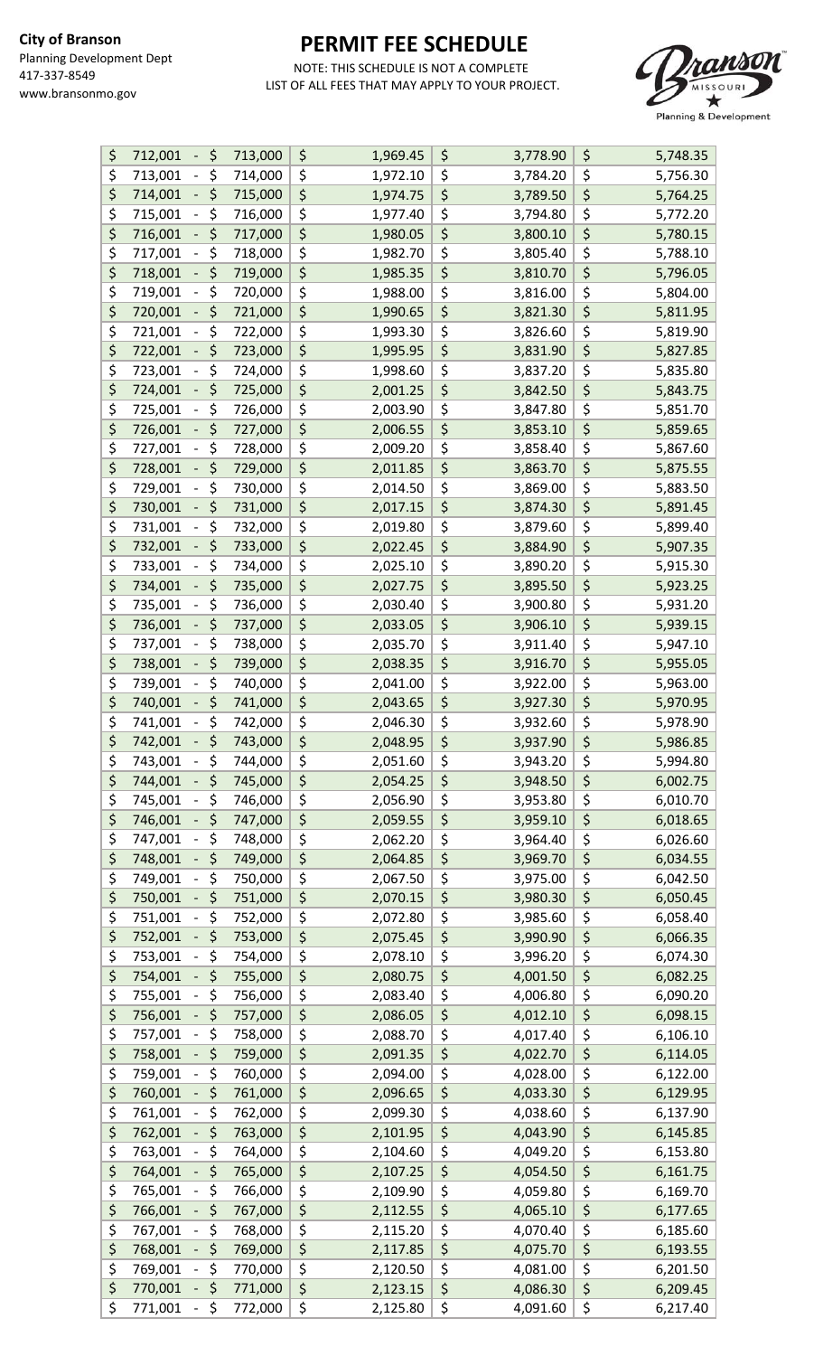**City of Branson**
Planning Development Dept
417-337-8549
www.bransonmo.gov

# PERMIT FEE SCHEDULE

NOTE: THIS SCHEDULE IS NOT A COMPLETE LIST OF ALL FEES THAT MAY APPLY TO YOUR PROJECT.

| Valuation | | | |
|---|---|---|---|
| $ 712,001 - $ 713,000 | $ 1,969.45 | $ 3,778.90 | $ 5,748.35 |
| $ 713,001 - $ 714,000 | $ 1,972.10 | $ 3,784.20 | $ 5,756.30 |
| $ 714,001 - $ 715,000 | $ 1,974.75 | $ 3,789.50 | $ 5,764.25 |
| $ 715,001 - $ 716,000 | $ 1,977.40 | $ 3,794.80 | $ 5,772.20 |
| $ 716,001 - $ 717,000 | $ 1,980.05 | $ 3,800.10 | $ 5,780.15 |
| $ 717,001 - $ 718,000 | $ 1,982.70 | $ 3,805.40 | $ 5,788.10 |
| $ 718,001 - $ 719,000 | $ 1,985.35 | $ 3,810.70 | $ 5,796.05 |
| $ 719,001 - $ 720,000 | $ 1,988.00 | $ 3,816.00 | $ 5,804.00 |
| $ 720,001 - $ 721,000 | $ 1,990.65 | $ 3,821.30 | $ 5,811.95 |
| $ 721,001 - $ 722,000 | $ 1,993.30 | $ 3,826.60 | $ 5,819.90 |
| $ 722,001 - $ 723,000 | $ 1,995.95 | $ 3,831.90 | $ 5,827.85 |
| $ 723,001 - $ 724,000 | $ 1,998.60 | $ 3,837.20 | $ 5,835.80 |
| $ 724,001 - $ 725,000 | $ 2,001.25 | $ 3,842.50 | $ 5,843.75 |
| $ 725,001 - $ 726,000 | $ 2,003.90 | $ 3,847.80 | $ 5,851.70 |
| $ 726,001 - $ 727,000 | $ 2,006.55 | $ 3,853.10 | $ 5,859.65 |
| $ 727,001 - $ 728,000 | $ 2,009.20 | $ 3,858.40 | $ 5,867.60 |
| $ 728,001 - $ 729,000 | $ 2,011.85 | $ 3,863.70 | $ 5,875.55 |
| $ 729,001 - $ 730,000 | $ 2,014.50 | $ 3,869.00 | $ 5,883.50 |
| $ 730,001 - $ 731,000 | $ 2,017.15 | $ 3,874.30 | $ 5,891.45 |
| $ 731,001 - $ 732,000 | $ 2,019.80 | $ 3,879.60 | $ 5,899.40 |
| $ 732,001 - $ 733,000 | $ 2,022.45 | $ 3,884.90 | $ 5,907.35 |
| $ 733,001 - $ 734,000 | $ 2,025.10 | $ 3,890.20 | $ 5,915.30 |
| $ 734,001 - $ 735,000 | $ 2,027.75 | $ 3,895.50 | $ 5,923.25 |
| $ 735,001 - $ 736,000 | $ 2,030.40 | $ 3,900.80 | $ 5,931.20 |
| $ 736,001 - $ 737,000 | $ 2,033.05 | $ 3,906.10 | $ 5,939.15 |
| $ 737,001 - $ 738,000 | $ 2,035.70 | $ 3,911.40 | $ 5,947.10 |
| $ 738,001 - $ 739,000 | $ 2,038.35 | $ 3,916.70 | $ 5,955.05 |
| $ 739,001 - $ 740,000 | $ 2,041.00 | $ 3,922.00 | $ 5,963.00 |
| $ 740,001 - $ 741,000 | $ 2,043.65 | $ 3,927.30 | $ 5,970.95 |
| $ 741,001 - $ 742,000 | $ 2,046.30 | $ 3,932.60 | $ 5,978.90 |
| $ 742,001 - $ 743,000 | $ 2,048.95 | $ 3,937.90 | $ 5,986.85 |
| $ 743,001 - $ 744,000 | $ 2,051.60 | $ 3,943.20 | $ 5,994.80 |
| $ 744,001 - $ 745,000 | $ 2,054.25 | $ 3,948.50 | $ 6,002.75 |
| $ 745,001 - $ 746,000 | $ 2,056.90 | $ 3,953.80 | $ 6,010.70 |
| $ 746,001 - $ 747,000 | $ 2,059.55 | $ 3,959.10 | $ 6,018.65 |
| $ 747,001 - $ 748,000 | $ 2,062.20 | $ 3,964.40 | $ 6,026.60 |
| $ 748,001 - $ 749,000 | $ 2,064.85 | $ 3,969.70 | $ 6,034.55 |
| $ 749,001 - $ 750,000 | $ 2,067.50 | $ 3,975.00 | $ 6,042.50 |
| $ 750,001 - $ 751,000 | $ 2,070.15 | $ 3,980.30 | $ 6,050.45 |
| $ 751,001 - $ 752,000 | $ 2,072.80 | $ 3,985.60 | $ 6,058.40 |
| $ 752,001 - $ 753,000 | $ 2,075.45 | $ 3,990.90 | $ 6,066.35 |
| $ 753,001 - $ 754,000 | $ 2,078.10 | $ 3,996.20 | $ 6,074.30 |
| $ 754,001 - $ 755,000 | $ 2,080.75 | $ 4,001.50 | $ 6,082.25 |
| $ 755,001 - $ 756,000 | $ 2,083.40 | $ 4,006.80 | $ 6,090.20 |
| $ 756,001 - $ 757,000 | $ 2,086.05 | $ 4,012.10 | $ 6,098.15 |
| $ 757,001 - $ 758,000 | $ 2,088.70 | $ 4,017.40 | $ 6,106.10 |
| $ 758,001 - $ 759,000 | $ 2,091.35 | $ 4,022.70 | $ 6,114.05 |
| $ 759,001 - $ 760,000 | $ 2,094.00 | $ 4,028.00 | $ 6,122.00 |
| $ 760,001 - $ 761,000 | $ 2,096.65 | $ 4,033.30 | $ 6,129.95 |
| $ 761,001 - $ 762,000 | $ 2,099.30 | $ 4,038.60 | $ 6,137.90 |
| $ 762,001 - $ 763,000 | $ 2,101.95 | $ 4,043.90 | $ 6,145.85 |
| $ 763,001 - $ 764,000 | $ 2,104.60 | $ 4,049.20 | $ 6,153.80 |
| $ 764,001 - $ 765,000 | $ 2,107.25 | $ 4,054.50 | $ 6,161.75 |
| $ 765,001 - $ 766,000 | $ 2,109.90 | $ 4,059.80 | $ 6,169.70 |
| $ 766,001 - $ 767,000 | $ 2,112.55 | $ 4,065.10 | $ 6,177.65 |
| $ 767,001 - $ 768,000 | $ 2,115.20 | $ 4,070.40 | $ 6,185.60 |
| $ 768,001 - $ 769,000 | $ 2,117.85 | $ 4,075.70 | $ 6,193.55 |
| $ 769,001 - $ 770,000 | $ 2,120.50 | $ 4,081.00 | $ 6,201.50 |
| $ 770,001 - $ 771,000 | $ 2,123.15 | $ 4,086.30 | $ 6,209.45 |
| $ 771,001 - $ 772,000 | $ 2,125.80 | $ 4,091.60 | $ 6,217.40 |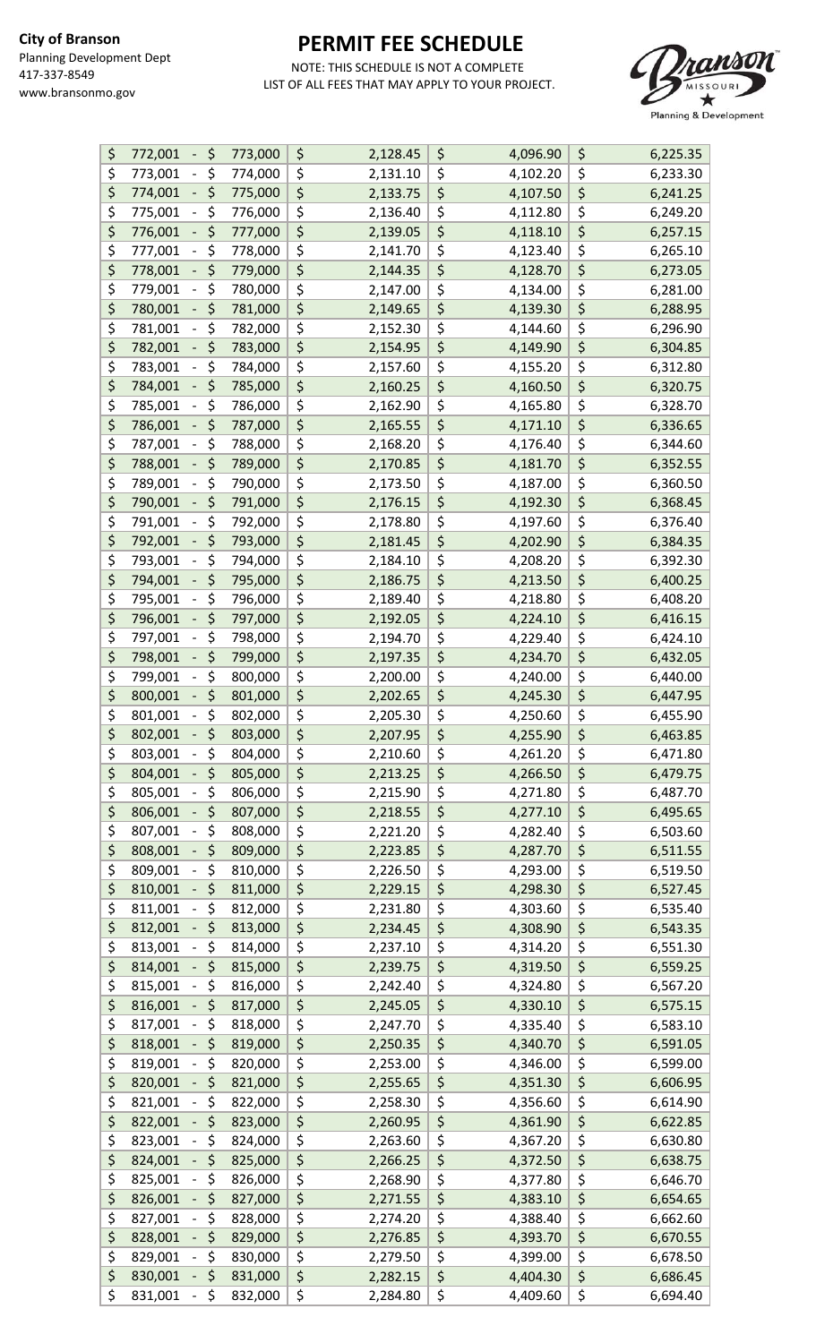**City of Branson**
Planning Development Dept
417-337-8549
www.bransonmo.gov

# PERMIT FEE SCHEDULE

NOTE: THIS SCHEDULE IS NOT A COMPLETE LIST OF ALL FEES THAT MAY APPLY TO YOUR PROJECT.

| Valuation | | | |
|---|---|---|---|
| $ 772,001 - $ 773,000 | $ 2,128.45 | $ 4,096.90 | $ 6,225.35 |
| $ 773,001 - $ 774,000 | $ 2,131.10 | $ 4,102.20 | $ 6,233.30 |
| $ 774,001 - $ 775,000 | $ 2,133.75 | $ 4,107.50 | $ 6,241.25 |
| $ 775,001 - $ 776,000 | $ 2,136.40 | $ 4,112.80 | $ 6,249.20 |
| $ 776,001 - $ 777,000 | $ 2,139.05 | $ 4,118.10 | $ 6,257.15 |
| $ 777,001 - $ 778,000 | $ 2,141.70 | $ 4,123.40 | $ 6,265.10 |
| $ 778,001 - $ 779,000 | $ 2,144.35 | $ 4,128.70 | $ 6,273.05 |
| $ 779,001 - $ 780,000 | $ 2,147.00 | $ 4,134.00 | $ 6,281.00 |
| $ 780,001 - $ 781,000 | $ 2,149.65 | $ 4,139.30 | $ 6,288.95 |
| $ 781,001 - $ 782,000 | $ 2,152.30 | $ 4,144.60 | $ 6,296.90 |
| $ 782,001 - $ 783,000 | $ 2,154.95 | $ 4,149.90 | $ 6,304.85 |
| $ 783,001 - $ 784,000 | $ 2,157.60 | $ 4,155.20 | $ 6,312.80 |
| $ 784,001 - $ 785,000 | $ 2,160.25 | $ 4,160.50 | $ 6,320.75 |
| $ 785,001 - $ 786,000 | $ 2,162.90 | $ 4,165.80 | $ 6,328.70 |
| $ 786,001 - $ 787,000 | $ 2,165.55 | $ 4,171.10 | $ 6,336.65 |
| $ 787,001 - $ 788,000 | $ 2,168.20 | $ 4,176.40 | $ 6,344.60 |
| $ 788,001 - $ 789,000 | $ 2,170.85 | $ 4,181.70 | $ 6,352.55 |
| $ 789,001 - $ 790,000 | $ 2,173.50 | $ 4,187.00 | $ 6,360.50 |
| $ 790,001 - $ 791,000 | $ 2,176.15 | $ 4,192.30 | $ 6,368.45 |
| $ 791,001 - $ 792,000 | $ 2,178.80 | $ 4,197.60 | $ 6,376.40 |
| $ 792,001 - $ 793,000 | $ 2,181.45 | $ 4,202.90 | $ 6,384.35 |
| $ 793,001 - $ 794,000 | $ 2,184.10 | $ 4,208.20 | $ 6,392.30 |
| $ 794,001 - $ 795,000 | $ 2,186.75 | $ 4,213.50 | $ 6,400.25 |
| $ 795,001 - $ 796,000 | $ 2,189.40 | $ 4,218.80 | $ 6,408.20 |
| $ 796,001 - $ 797,000 | $ 2,192.05 | $ 4,224.10 | $ 6,416.15 |
| $ 797,001 - $ 798,000 | $ 2,194.70 | $ 4,229.40 | $ 6,424.10 |
| $ 798,001 - $ 799,000 | $ 2,197.35 | $ 4,234.70 | $ 6,432.05 |
| $ 799,001 - $ 800,000 | $ 2,200.00 | $ 4,240.00 | $ 6,440.00 |
| $ 800,001 - $ 801,000 | $ 2,202.65 | $ 4,245.30 | $ 6,447.95 |
| $ 801,001 - $ 802,000 | $ 2,205.30 | $ 4,250.60 | $ 6,455.90 |
| $ 802,001 - $ 803,000 | $ 2,207.95 | $ 4,255.90 | $ 6,463.85 |
| $ 803,001 - $ 804,000 | $ 2,210.60 | $ 4,261.20 | $ 6,471.80 |
| $ 804,001 - $ 805,000 | $ 2,213.25 | $ 4,266.50 | $ 6,479.75 |
| $ 805,001 - $ 806,000 | $ 2,215.90 | $ 4,271.80 | $ 6,487.70 |
| $ 806,001 - $ 807,000 | $ 2,218.55 | $ 4,277.10 | $ 6,495.65 |
| $ 807,001 - $ 808,000 | $ 2,221.20 | $ 4,282.40 | $ 6,503.60 |
| $ 808,001 - $ 809,000 | $ 2,223.85 | $ 4,287.70 | $ 6,511.55 |
| $ 809,001 - $ 810,000 | $ 2,226.50 | $ 4,293.00 | $ 6,519.50 |
| $ 810,001 - $ 811,000 | $ 2,229.15 | $ 4,298.30 | $ 6,527.45 |
| $ 811,001 - $ 812,000 | $ 2,231.80 | $ 4,303.60 | $ 6,535.40 |
| $ 812,001 - $ 813,000 | $ 2,234.45 | $ 4,308.90 | $ 6,543.35 |
| $ 813,001 - $ 814,000 | $ 2,237.10 | $ 4,314.20 | $ 6,551.30 |
| $ 814,001 - $ 815,000 | $ 2,239.75 | $ 4,319.50 | $ 6,559.25 |
| $ 815,001 - $ 816,000 | $ 2,242.40 | $ 4,324.80 | $ 6,567.20 |
| $ 816,001 - $ 817,000 | $ 2,245.05 | $ 4,330.10 | $ 6,575.15 |
| $ 817,001 - $ 818,000 | $ 2,247.70 | $ 4,335.40 | $ 6,583.10 |
| $ 818,001 - $ 819,000 | $ 2,250.35 | $ 4,340.70 | $ 6,591.05 |
| $ 819,001 - $ 820,000 | $ 2,253.00 | $ 4,346.00 | $ 6,599.00 |
| $ 820,001 - $ 821,000 | $ 2,255.65 | $ 4,351.30 | $ 6,606.95 |
| $ 821,001 - $ 822,000 | $ 2,258.30 | $ 4,356.60 | $ 6,614.90 |
| $ 822,001 - $ 823,000 | $ 2,260.95 | $ 4,361.90 | $ 6,622.85 |
| $ 823,001 - $ 824,000 | $ 2,263.60 | $ 4,367.20 | $ 6,630.80 |
| $ 824,001 - $ 825,000 | $ 2,266.25 | $ 4,372.50 | $ 6,638.75 |
| $ 825,001 - $ 826,000 | $ 2,268.90 | $ 4,377.80 | $ 6,646.70 |
| $ 826,001 - $ 827,000 | $ 2,271.55 | $ 4,383.10 | $ 6,654.65 |
| $ 827,001 - $ 828,000 | $ 2,274.20 | $ 4,388.40 | $ 6,662.60 |
| $ 828,001 - $ 829,000 | $ 2,276.85 | $ 4,393.70 | $ 6,670.55 |
| $ 829,001 - $ 830,000 | $ 2,279.50 | $ 4,399.00 | $ 6,678.50 |
| $ 830,001 - $ 831,000 | $ 2,282.15 | $ 4,404.30 | $ 6,686.45 |
| $ 831,001 - $ 832,000 | $ 2,284.80 | $ 4,409.60 | $ 6,694.40 |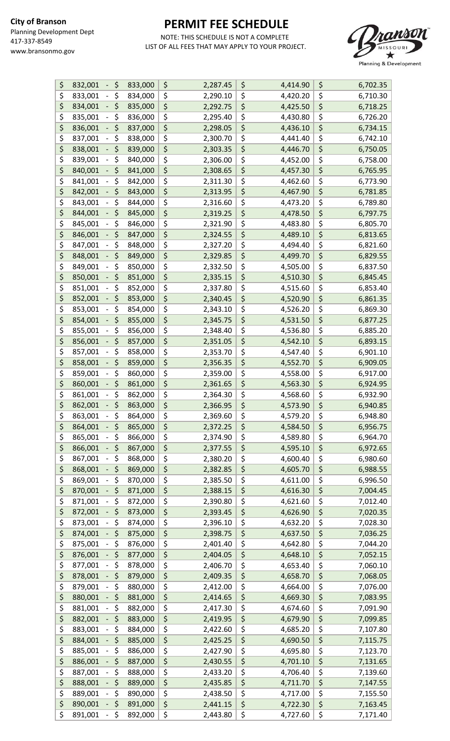**City of Branson**
Planning Development Dept
417-337-8549
www.bransonmo.gov

# PERMIT FEE SCHEDULE

NOTE: THIS SCHEDULE IS NOT A COMPLETE LIST OF ALL FEES THAT MAY APPLY TO YOUR PROJECT.

| Valuation | | | |
|---|---|---|---|
| $ 832,001 - $ 833,000 | $ 2,287.45 | $ 4,414.90 | $ 6,702.35 |
| $ 833,001 - $ 834,000 | $ 2,290.10 | $ 4,420.20 | $ 6,710.30 |
| $ 834,001 - $ 835,000 | $ 2,292.75 | $ 4,425.50 | $ 6,718.25 |
| $ 835,001 - $ 836,000 | $ 2,295.40 | $ 4,430.80 | $ 6,726.20 |
| $ 836,001 - $ 837,000 | $ 2,298.05 | $ 4,436.10 | $ 6,734.15 |
| $ 837,001 - $ 838,000 | $ 2,300.70 | $ 4,441.40 | $ 6,742.10 |
| $ 838,001 - $ 839,000 | $ 2,303.35 | $ 4,446.70 | $ 6,750.05 |
| $ 839,001 - $ 840,000 | $ 2,306.00 | $ 4,452.00 | $ 6,758.00 |
| $ 840,001 - $ 841,000 | $ 2,308.65 | $ 4,457.30 | $ 6,765.95 |
| $ 841,001 - $ 842,000 | $ 2,311.30 | $ 4,462.60 | $ 6,773.90 |
| $ 842,001 - $ 843,000 | $ 2,313.95 | $ 4,467.90 | $ 6,781.85 |
| $ 843,001 - $ 844,000 | $ 2,316.60 | $ 4,473.20 | $ 6,789.80 |
| $ 844,001 - $ 845,000 | $ 2,319.25 | $ 4,478.50 | $ 6,797.75 |
| $ 845,001 - $ 846,000 | $ 2,321.90 | $ 4,483.80 | $ 6,805.70 |
| $ 846,001 - $ 847,000 | $ 2,324.55 | $ 4,489.10 | $ 6,813.65 |
| $ 847,001 - $ 848,000 | $ 2,327.20 | $ 4,494.40 | $ 6,821.60 |
| $ 848,001 - $ 849,000 | $ 2,329.85 | $ 4,499.70 | $ 6,829.55 |
| $ 849,001 - $ 850,000 | $ 2,332.50 | $ 4,505.00 | $ 6,837.50 |
| $ 850,001 - $ 851,000 | $ 2,335.15 | $ 4,510.30 | $ 6,845.45 |
| $ 851,001 - $ 852,000 | $ 2,337.80 | $ 4,515.60 | $ 6,853.40 |
| $ 852,001 - $ 853,000 | $ 2,340.45 | $ 4,520.90 | $ 6,861.35 |
| $ 853,001 - $ 854,000 | $ 2,343.10 | $ 4,526.20 | $ 6,869.30 |
| $ 854,001 - $ 855,000 | $ 2,345.75 | $ 4,531.50 | $ 6,877.25 |
| $ 855,001 - $ 856,000 | $ 2,348.40 | $ 4,536.80 | $ 6,885.20 |
| $ 856,001 - $ 857,000 | $ 2,351.05 | $ 4,542.10 | $ 6,893.15 |
| $ 857,001 - $ 858,000 | $ 2,353.70 | $ 4,547.40 | $ 6,901.10 |
| $ 858,001 - $ 859,000 | $ 2,356.35 | $ 4,552.70 | $ 6,909.05 |
| $ 859,001 - $ 860,000 | $ 2,359.00 | $ 4,558.00 | $ 6,917.00 |
| $ 860,001 - $ 861,000 | $ 2,361.65 | $ 4,563.30 | $ 6,924.95 |
| $ 861,001 - $ 862,000 | $ 2,364.30 | $ 4,568.60 | $ 6,932.90 |
| $ 862,001 - $ 863,000 | $ 2,366.95 | $ 4,573.90 | $ 6,940.85 |
| $ 863,001 - $ 864,000 | $ 2,369.60 | $ 4,579.20 | $ 6,948.80 |
| $ 864,001 - $ 865,000 | $ 2,372.25 | $ 4,584.50 | $ 6,956.75 |
| $ 865,001 - $ 866,000 | $ 2,374.90 | $ 4,589.80 | $ 6,964.70 |
| $ 866,001 - $ 867,000 | $ 2,377.55 | $ 4,595.10 | $ 6,972.65 |
| $ 867,001 - $ 868,000 | $ 2,380.20 | $ 4,600.40 | $ 6,980.60 |
| $ 868,001 - $ 869,000 | $ 2,382.85 | $ 4,605.70 | $ 6,988.55 |
| $ 869,001 - $ 870,000 | $ 2,385.50 | $ 4,611.00 | $ 6,996.50 |
| $ 870,001 - $ 871,000 | $ 2,388.15 | $ 4,616.30 | $ 7,004.45 |
| $ 871,001 - $ 872,000 | $ 2,390.80 | $ 4,621.60 | $ 7,012.40 |
| $ 872,001 - $ 873,000 | $ 2,393.45 | $ 4,626.90 | $ 7,020.35 |
| $ 873,001 - $ 874,000 | $ 2,396.10 | $ 4,632.20 | $ 7,028.30 |
| $ 874,001 - $ 875,000 | $ 2,398.75 | $ 4,637.50 | $ 7,036.25 |
| $ 875,001 - $ 876,000 | $ 2,401.40 | $ 4,642.80 | $ 7,044.20 |
| $ 876,001 - $ 877,000 | $ 2,404.05 | $ 4,648.10 | $ 7,052.15 |
| $ 877,001 - $ 878,000 | $ 2,406.70 | $ 4,653.40 | $ 7,060.10 |
| $ 878,001 - $ 879,000 | $ 2,409.35 | $ 4,658.70 | $ 7,068.05 |
| $ 879,001 - $ 880,000 | $ 2,412.00 | $ 4,664.00 | $ 7,076.00 |
| $ 880,001 - $ 881,000 | $ 2,414.65 | $ 4,669.30 | $ 7,083.95 |
| $ 881,001 - $ 882,000 | $ 2,417.30 | $ 4,674.60 | $ 7,091.90 |
| $ 882,001 - $ 883,000 | $ 2,419.95 | $ 4,679.90 | $ 7,099.85 |
| $ 883,001 - $ 884,000 | $ 2,422.60 | $ 4,685.20 | $ 7,107.80 |
| $ 884,001 - $ 885,000 | $ 2,425.25 | $ 4,690.50 | $ 7,115.75 |
| $ 885,001 - $ 886,000 | $ 2,427.90 | $ 4,695.80 | $ 7,123.70 |
| $ 886,001 - $ 887,000 | $ 2,430.55 | $ 4,701.10 | $ 7,131.65 |
| $ 887,001 - $ 888,000 | $ 2,433.20 | $ 4,706.40 | $ 7,139.60 |
| $ 888,001 - $ 889,000 | $ 2,435.85 | $ 4,711.70 | $ 7,147.55 |
| $ 889,001 - $ 890,000 | $ 2,438.50 | $ 4,717.00 | $ 7,155.50 |
| $ 890,001 - $ 891,000 | $ 2,441.15 | $ 4,722.30 | $ 7,163.45 |
| $ 891,001 - $ 892,000 | $ 2,443.80 | $ 4,727.60 | $ 7,171.40 |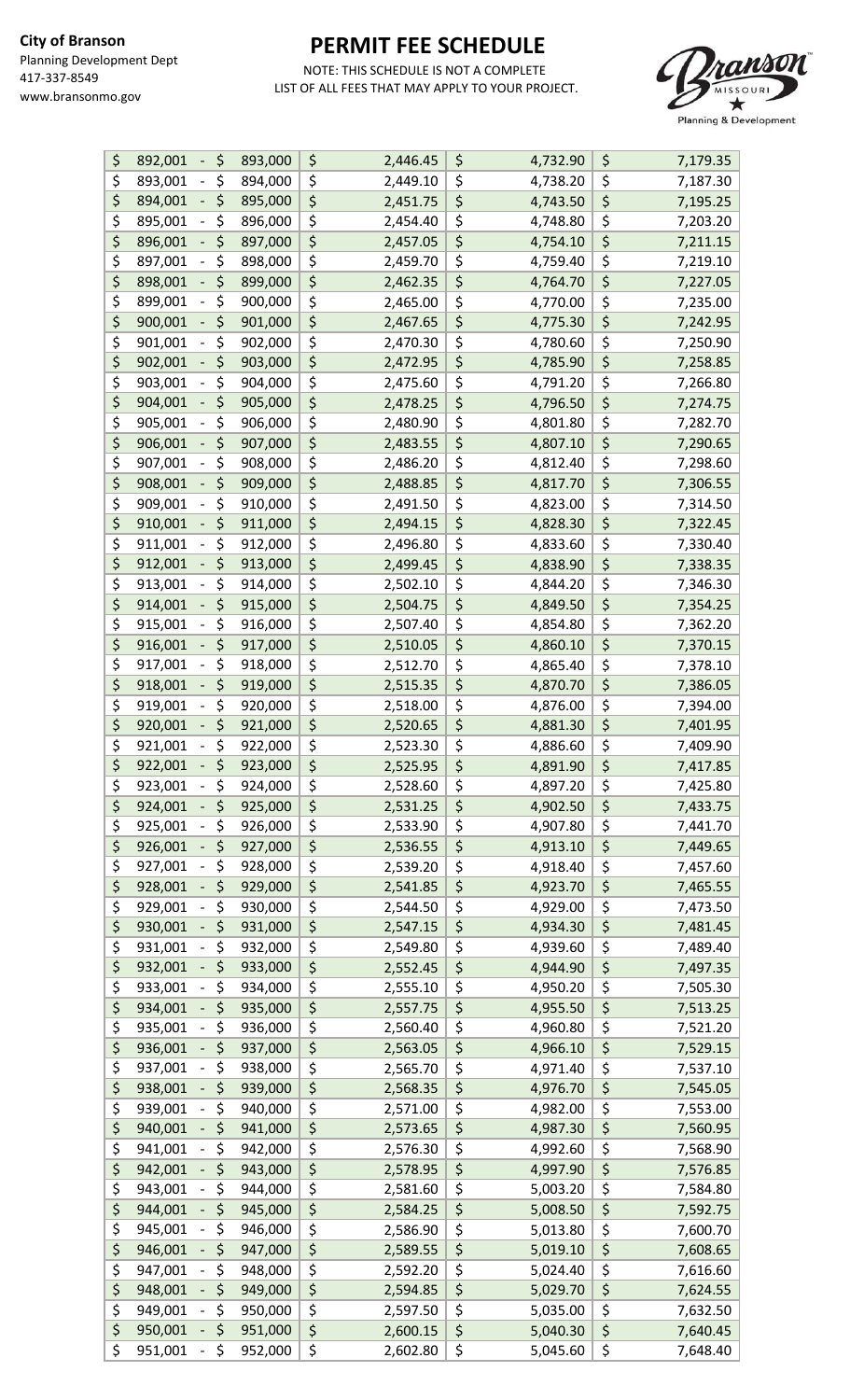**City of Branson**
Planning Development Dept
417-337-8549
www.bransonmo.gov

# PERMIT FEE SCHEDULE

NOTE: THIS SCHEDULE IS NOT A COMPLETE LIST OF ALL FEES THAT MAY APPLY TO YOUR PROJECT.

| Valuation | | | |
|---|---|---|---|
| $ 892,001 - $ 893,000 | $ 2,446.45 | $ 4,732.90 | $ 7,179.35 |
| $ 893,001 - $ 894,000 | $ 2,449.10 | $ 4,738.20 | $ 7,187.30 |
| $ 894,001 - $ 895,000 | $ 2,451.75 | $ 4,743.50 | $ 7,195.25 |
| $ 895,001 - $ 896,000 | $ 2,454.40 | $ 4,748.80 | $ 7,203.20 |
| $ 896,001 - $ 897,000 | $ 2,457.05 | $ 4,754.10 | $ 7,211.15 |
| $ 897,001 - $ 898,000 | $ 2,459.70 | $ 4,759.40 | $ 7,219.10 |
| $ 898,001 - $ 899,000 | $ 2,462.35 | $ 4,764.70 | $ 7,227.05 |
| $ 899,001 - $ 900,000 | $ 2,465.00 | $ 4,770.00 | $ 7,235.00 |
| $ 900,001 - $ 901,000 | $ 2,467.65 | $ 4,775.30 | $ 7,242.95 |
| $ 901,001 - $ 902,000 | $ 2,470.30 | $ 4,780.60 | $ 7,250.90 |
| $ 902,001 - $ 903,000 | $ 2,472.95 | $ 4,785.90 | $ 7,258.85 |
| $ 903,001 - $ 904,000 | $ 2,475.60 | $ 4,791.20 | $ 7,266.80 |
| $ 904,001 - $ 905,000 | $ 2,478.25 | $ 4,796.50 | $ 7,274.75 |
| $ 905,001 - $ 906,000 | $ 2,480.90 | $ 4,801.80 | $ 7,282.70 |
| $ 906,001 - $ 907,000 | $ 2,483.55 | $ 4,807.10 | $ 7,290.65 |
| $ 907,001 - $ 908,000 | $ 2,486.20 | $ 4,812.40 | $ 7,298.60 |
| $ 908,001 - $ 909,000 | $ 2,488.85 | $ 4,817.70 | $ 7,306.55 |
| $ 909,001 - $ 910,000 | $ 2,491.50 | $ 4,823.00 | $ 7,314.50 |
| $ 910,001 - $ 911,000 | $ 2,494.15 | $ 4,828.30 | $ 7,322.45 |
| $ 911,001 - $ 912,000 | $ 2,496.80 | $ 4,833.60 | $ 7,330.40 |
| $ 912,001 - $ 913,000 | $ 2,499.45 | $ 4,838.90 | $ 7,338.35 |
| $ 913,001 - $ 914,000 | $ 2,502.10 | $ 4,844.20 | $ 7,346.30 |
| $ 914,001 - $ 915,000 | $ 2,504.75 | $ 4,849.50 | $ 7,354.25 |
| $ 915,001 - $ 916,000 | $ 2,507.40 | $ 4,854.80 | $ 7,362.20 |
| $ 916,001 - $ 917,000 | $ 2,510.05 | $ 4,860.10 | $ 7,370.15 |
| $ 917,001 - $ 918,000 | $ 2,512.70 | $ 4,865.40 | $ 7,378.10 |
| $ 918,001 - $ 919,000 | $ 2,515.35 | $ 4,870.70 | $ 7,386.05 |
| $ 919,001 - $ 920,000 | $ 2,518.00 | $ 4,876.00 | $ 7,394.00 |
| $ 920,001 - $ 921,000 | $ 2,520.65 | $ 4,881.30 | $ 7,401.95 |
| $ 921,001 - $ 922,000 | $ 2,523.30 | $ 4,886.60 | $ 7,409.90 |
| $ 922,001 - $ 923,000 | $ 2,525.95 | $ 4,891.90 | $ 7,417.85 |
| $ 923,001 - $ 924,000 | $ 2,528.60 | $ 4,897.20 | $ 7,425.80 |
| $ 924,001 - $ 925,000 | $ 2,531.25 | $ 4,902.50 | $ 7,433.75 |
| $ 925,001 - $ 926,000 | $ 2,533.90 | $ 4,907.80 | $ 7,441.70 |
| $ 926,001 - $ 927,000 | $ 2,536.55 | $ 4,913.10 | $ 7,449.65 |
| $ 927,001 - $ 928,000 | $ 2,539.20 | $ 4,918.40 | $ 7,457.60 |
| $ 928,001 - $ 929,000 | $ 2,541.85 | $ 4,923.70 | $ 7,465.55 |
| $ 929,001 - $ 930,000 | $ 2,544.50 | $ 4,929.00 | $ 7,473.50 |
| $ 930,001 - $ 931,000 | $ 2,547.15 | $ 4,934.30 | $ 7,481.45 |
| $ 931,001 - $ 932,000 | $ 2,549.80 | $ 4,939.60 | $ 7,489.40 |
| $ 932,001 - $ 933,000 | $ 2,552.45 | $ 4,944.90 | $ 7,497.35 |
| $ 933,001 - $ 934,000 | $ 2,555.10 | $ 4,950.20 | $ 7,505.30 |
| $ 934,001 - $ 935,000 | $ 2,557.75 | $ 4,955.50 | $ 7,513.25 |
| $ 935,001 - $ 936,000 | $ 2,560.40 | $ 4,960.80 | $ 7,521.20 |
| $ 936,001 - $ 937,000 | $ 2,563.05 | $ 4,966.10 | $ 7,529.15 |
| $ 937,001 - $ 938,000 | $ 2,565.70 | $ 4,971.40 | $ 7,537.10 |
| $ 938,001 - $ 939,000 | $ 2,568.35 | $ 4,976.70 | $ 7,545.05 |
| $ 939,001 - $ 940,000 | $ 2,571.00 | $ 4,982.00 | $ 7,553.00 |
| $ 940,001 - $ 941,000 | $ 2,573.65 | $ 4,987.30 | $ 7,560.95 |
| $ 941,001 - $ 942,000 | $ 2,576.30 | $ 4,992.60 | $ 7,568.90 |
| $ 942,001 - $ 943,000 | $ 2,578.95 | $ 4,997.90 | $ 7,576.85 |
| $ 943,001 - $ 944,000 | $ 2,581.60 | $ 5,003.20 | $ 7,584.80 |
| $ 944,001 - $ 945,000 | $ 2,584.25 | $ 5,008.50 | $ 7,592.75 |
| $ 945,001 - $ 946,000 | $ 2,586.90 | $ 5,013.80 | $ 7,600.70 |
| $ 946,001 - $ 947,000 | $ 2,589.55 | $ 5,019.10 | $ 7,608.65 |
| $ 947,001 - $ 948,000 | $ 2,592.20 | $ 5,024.40 | $ 7,616.60 |
| $ 948,001 - $ 949,000 | $ 2,594.85 | $ 5,029.70 | $ 7,624.55 |
| $ 949,001 - $ 950,000 | $ 2,597.50 | $ 5,035.00 | $ 7,632.50 |
| $ 950,001 - $ 951,000 | $ 2,600.15 | $ 5,040.30 | $ 7,640.45 |
| $ 951,001 - $ 952,000 | $ 2,602.80 | $ 5,045.60 | $ 7,648.40 |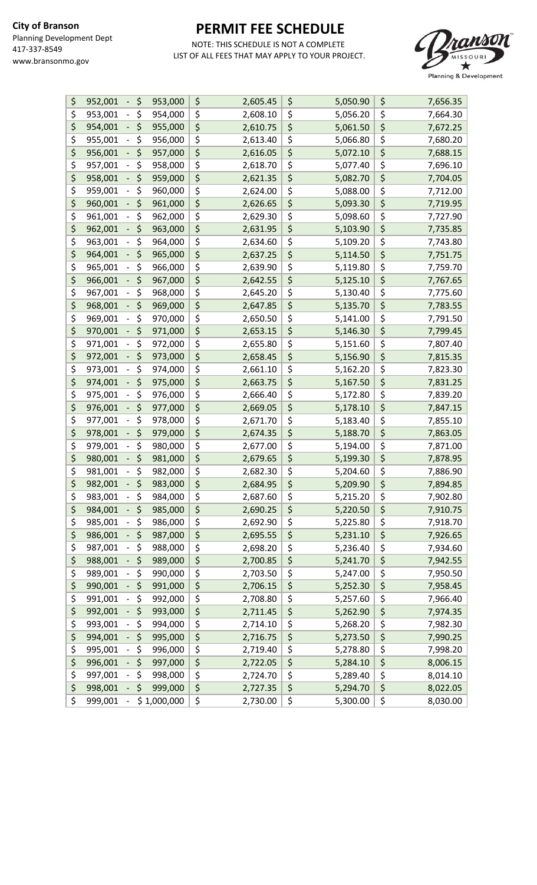**City of Branson**
Planning Development Dept
417-337-8549
www.bransonmo.gov

# PERMIT FEE SCHEDULE

NOTE: THIS SCHEDULE IS NOT A COMPLETE LIST OF ALL FEES THAT MAY APPLY TO YOUR PROJECT.

| | | | |
|---|---|---|---|
| $ 952,001 - $ 953,000 | $ 2,605.45 | $ 5,050.90 | $ 7,656.35 |
| $ 953,001 - $ 954,000 | $ 2,608.10 | $ 5,056.20 | $ 7,664.30 |
| $ 954,001 - $ 955,000 | $ 2,610.75 | $ 5,061.50 | $ 7,672.25 |
| $ 955,001 - $ 956,000 | $ 2,613.40 | $ 5,066.80 | $ 7,680.20 |
| $ 956,001 - $ 957,000 | $ 2,616.05 | $ 5,072.10 | $ 7,688.15 |
| $ 957,001 - $ 958,000 | $ 2,618.70 | $ 5,077.40 | $ 7,696.10 |
| $ 958,001 - $ 959,000 | $ 2,621.35 | $ 5,082.70 | $ 7,704.05 |
| $ 959,001 - $ 960,000 | $ 2,624.00 | $ 5,088.00 | $ 7,712.00 |
| $ 960,001 - $ 961,000 | $ 2,626.65 | $ 5,093.30 | $ 7,719.95 |
| $ 961,001 - $ 962,000 | $ 2,629.30 | $ 5,098.60 | $ 7,727.90 |
| $ 962,001 - $ 963,000 | $ 2,631.95 | $ 5,103.90 | $ 7,735.85 |
| $ 963,001 - $ 964,000 | $ 2,634.60 | $ 5,109.20 | $ 7,743.80 |
| $ 964,001 - $ 965,000 | $ 2,637.25 | $ 5,114.50 | $ 7,751.75 |
| $ 965,001 - $ 966,000 | $ 2,639.90 | $ 5,119.80 | $ 7,759.70 |
| $ 966,001 - $ 967,000 | $ 2,642.55 | $ 5,125.10 | $ 7,767.65 |
| $ 967,001 - $ 968,000 | $ 2,645.20 | $ 5,130.40 | $ 7,775.60 |
| $ 968,001 - $ 969,000 | $ 2,647.85 | $ 5,135.70 | $ 7,783.55 |
| $ 969,001 - $ 970,000 | $ 2,650.50 | $ 5,141.00 | $ 7,791.50 |
| $ 970,001 - $ 971,000 | $ 2,653.15 | $ 5,146.30 | $ 7,799.45 |
| $ 971,001 - $ 972,000 | $ 2,655.80 | $ 5,151.60 | $ 7,807.40 |
| $ 972,001 - $ 973,000 | $ 2,658.45 | $ 5,156.90 | $ 7,815.35 |
| $ 973,001 - $ 974,000 | $ 2,661.10 | $ 5,162.20 | $ 7,823.30 |
| $ 974,001 - $ 975,000 | $ 2,663.75 | $ 5,167.50 | $ 7,831.25 |
| $ 975,001 - $ 976,000 | $ 2,666.40 | $ 5,172.80 | $ 7,839.20 |
| $ 976,001 - $ 977,000 | $ 2,669.05 | $ 5,178.10 | $ 7,847.15 |
| $ 977,001 - $ 978,000 | $ 2,671.70 | $ 5,183.40 | $ 7,855.10 |
| $ 978,001 - $ 979,000 | $ 2,674.35 | $ 5,188.70 | $ 7,863.05 |
| $ 979,001 - $ 980,000 | $ 2,677.00 | $ 5,194.00 | $ 7,871.00 |
| $ 980,001 - $ 981,000 | $ 2,679.65 | $ 5,199.30 | $ 7,878.95 |
| $ 981,001 - $ 982,000 | $ 2,682.30 | $ 5,204.60 | $ 7,886.90 |
| $ 982,001 - $ 983,000 | $ 2,684.95 | $ 5,209.90 | $ 7,894.85 |
| $ 983,001 - $ 984,000 | $ 2,687.60 | $ 5,215.20 | $ 7,902.80 |
| $ 984,001 - $ 985,000 | $ 2,690.25 | $ 5,220.50 | $ 7,910.75 |
| $ 985,001 - $ 986,000 | $ 2,692.90 | $ 5,225.80 | $ 7,918.70 |
| $ 986,001 - $ 987,000 | $ 2,695.55 | $ 5,231.10 | $ 7,926.65 |
| $ 987,001 - $ 988,000 | $ 2,698.20 | $ 5,236.40 | $ 7,934.60 |
| $ 988,001 - $ 989,000 | $ 2,700.85 | $ 5,241.70 | $ 7,942.55 |
| $ 989,001 - $ 990,000 | $ 2,703.50 | $ 5,247.00 | $ 7,950.50 |
| $ 990,001 - $ 991,000 | $ 2,706.15 | $ 5,252.30 | $ 7,958.45 |
| $ 991,001 - $ 992,000 | $ 2,708.80 | $ 5,257.60 | $ 7,966.40 |
| $ 992,001 - $ 993,000 | $ 2,711.45 | $ 5,262.90 | $ 7,974.35 |
| $ 993,001 - $ 994,000 | $ 2,714.10 | $ 5,268.20 | $ 7,982.30 |
| $ 994,001 - $ 995,000 | $ 2,716.75 | $ 5,273.50 | $ 7,990.25 |
| $ 995,001 - $ 996,000 | $ 2,719.40 | $ 5,278.80 | $ 7,998.20 |
| $ 996,001 - $ 997,000 | $ 2,722.05 | $ 5,284.10 | $ 8,006.15 |
| $ 997,001 - $ 998,000 | $ 2,724.70 | $ 5,289.40 | $ 8,014.10 |
| $ 998,001 - $ 999,000 | $ 2,727.35 | $ 5,294.70 | $ 8,022.05 |
| $ 999,001 - $ 1,000,000 | $ 2,730.00 | $ 5,300.00 | $ 8,030.00 |